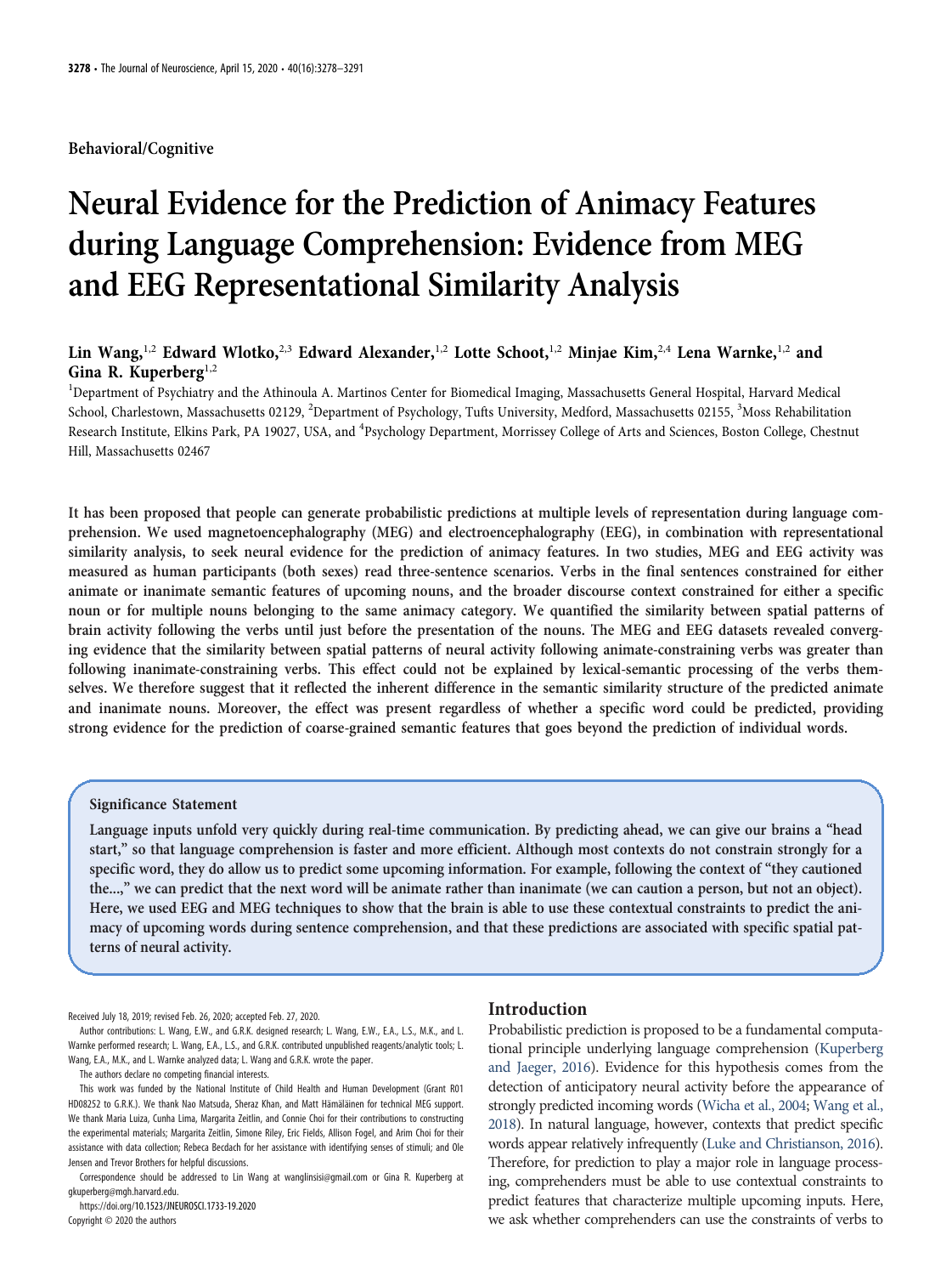Behavioral/Cognitive

# Neural Evidence for the Prediction of Animacy Features during Language Comprehension: Evidence from MEG and EEG Representational Similarity Analysis

**Lin Wang,[1,2] Edward Wlotko,[2,3] Edward Alexander,[1,2] Lotte Schoot,[1,2] Minjae Kim,[2,4] Lena Warnke,[1,2] and Gina R. Kuperberg[1,2]**

[1]Department of Psychiatry and the Athinoula A. Martinos Center for Biomedical Imaging, Massachusetts General Hospital, Harvard Medical School, Charlestown, Massachusetts 02129, [2]Department of Psychology, Tufts University, Medford, Massachusetts 02155, [3]Moss Rehabilitation Research Institute, Elkins Park, PA 19027, USA, and [4]Psychology Department, Morrissey College of Arts and Sciences, Boston College, Chestnut Hill, Massachusetts 02467

**It has been proposed that people can generate probabilistic predictions at multiple levels of representation during language comprehension. We used magnetoencephalography (MEG) and electroencephalography (EEG), in combination with representational similarity analysis, to seek neural evidence for the prediction of animacy features. In two studies, MEG and EEG activity was measured as human participants (both sexes) read three-sentence scenarios. Verbs in the final sentences constrained for either animate or inanimate semantic features of upcoming nouns, and the broader discourse context constrained for either a specific noun or for multiple nouns belonging to the same animacy category. We quantified the similarity between spatial patterns of brain activity following the verbs until just before the presentation of the nouns. The MEG and EEG datasets revealed converging evidence that the similarity between spatial patterns of neural activity following animate-constraining verbs was greater than following inanimate-constraining verbs. This effect could not be explained by lexical-semantic processing of the verbs themselves. We therefore suggest that it reflected the inherent difference in the semantic similarity structure of the predicted animate and inanimate nouns. Moreover, the effect was present regardless of whether a specific word could be predicted, providing strong evidence for the prediction of coarse-grained semantic features that goes beyond the prediction of individual words.**

### Significance Statement

Language inputs unfold very quickly during real-time communication. By predicting ahead, we can give our brains a "head start," so that language comprehension is faster and more efficient. Although most contexts do not constrain strongly for a specific word, they do allow us to predict some upcoming information. For example, following the context of "they cautioned the...," we can predict that the next word will be animate rather than inanimate (we can caution a person, but not an object). Here, we used EEG and MEG techniques to show that the brain is able to use these contextual constraints to predict the animacy of upcoming words during sentence comprehension, and that these predictions are associated with specific spatial patterns of neural activity.

Received July 18, 2019; revised Feb. 26, 2020; accepted Feb. 27, 2020.

Author contributions: L. Wang, E.W., and G.R.K. designed research; L. Wang, E.W., E.A., L.S., M.K., and L. Warnke performed research; L. Wang, E.A., L.S., and G.R.K. contributed unpublished reagents/analytic tools; L. Wang, E.A., M.K., and L. Warnke analyzed data; L. Wang and G.R.K. wrote the paper.

The authors declare no competing financial interests.

This work was funded by the National Institute of Child Health and Human Development (Grant R01 HD08252 to G.R.K.). We thank Nao Matsuda, Sheraz Khan, and Matt Hämäläinen for technical MEG support. We thank Maria Luiza, Cunha Lima, Margarita Zeitlin, and Connie Choi for their contributions to constructing the experimental materials; Margarita Zeitlin, Simone Riley, Eric Fields, Allison Fogel, and Arim Choi for their assistance with data collection; Rebeca Becdach for her assistance with identifying senses of stimuli; and Ole Jensen and Trevor Brothers for helpful discussions.

Correspondence should be addressed to Lin Wang at wanglinsisi@gmail.com or Gina R. Kuperberg at gkuperberg@mgh.harvard.edu.

https://doi.org/10.1523/JNEUROSCI.1733-19.2020

Copyright © 2020 the authors

## Introduction

Probabilistic prediction is proposed to be a fundamental computational principle underlying language comprehension (Kuperberg and Jaeger, 2016). Evidence for this hypothesis comes from the detection of anticipatory neural activity before the appearance of strongly predicted incoming words (Wicha et al., 2004; Wang et al., 2018). In natural language, however, contexts that predict specific words appear relatively infrequently (Luke and Christianson, 2016). Therefore, for prediction to play a major role in language processing, comprehenders must be able to use contextual constraints to predict features that characterize multiple upcoming inputs. Here, we ask whether comprehenders can use the constraints of verbs to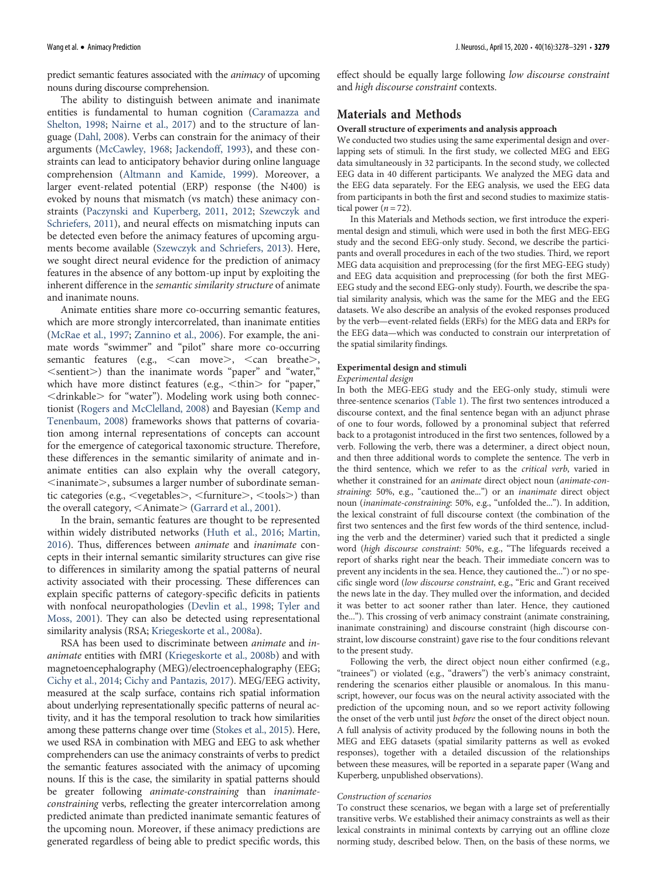predict semantic features associated with the *animacy* of upcoming nouns during discourse comprehension.

The ability to distinguish between animate and inanimate entities is fundamental to human cognition (Caramazza and Shelton, 1998; Nairne et al., 2017) and to the structure of language (Dahl, 2008). Verbs can constrain for the animacy of their arguments (McCawley, 1968; Jackendoff, 1993), and these constraints can lead to anticipatory behavior during online language comprehension (Altmann and Kamide, 1999). Moreover, a larger event-related potential (ERP) response (the N400) is evoked by nouns that mismatch (vs match) these animacy constraints (Paczynski and Kuperberg, 2011, 2012; Szewczyk and Schriefers, 2011), and neural effects on mismatching inputs can be detected even before the animacy features of upcoming arguments become available (Szewczyk and Schriefers, 2013). Here, we sought direct neural evidence for the prediction of animacy features in the absence of any bottom-up input by exploiting the inherent difference in the *semantic similarity structure* of animate and inanimate nouns.

Animate entities share more co-occurring semantic features, which are more strongly intercorrelated, than inanimate entities (McRae et al., 1997; Zannino et al., 2006). For example, the animate words "swimmer" and "pilot" share more co-occurring semantic features (e.g., <can move>, <can breathe>, <sentient>) than the inanimate words "paper" and "water," which have more distinct features (e.g., <thin> for "paper," <drinkable> for "water"). Modeling work using both connectionist (Rogers and McClelland, 2008) and Bayesian (Kemp and Tenenbaum, 2008) frameworks shows that patterns of covariation among internal representations of concepts can account for the emergence of categorical taxonomic structure. Therefore, these differences in the semantic similarity of animate and inanimate entities can also explain why the overall category, <inanimate>, subsumes a larger number of subordinate semantic categories (e.g., <vegetables>, <furniture>, <tools>) than the overall category, <Animate> (Garrard et al., 2001).

In the brain, semantic features are thought to be represented within widely distributed networks (Huth et al., 2016; Martin, 2016). Thus, differences between *animate* and *inanimate* concepts in their internal semantic similarity structures can give rise to differences in similarity among the spatial patterns of neural activity associated with their processing. These differences can explain specific patterns of category-specific deficits in patients with nonfocal neuropathologies (Devlin et al., 1998; Tyler and Moss, 2001). They can also be detected using representational similarity analysis (RSA; Kriegeskorte et al., 2008a).

RSA has been used to discriminate between *animate* and *inanimate* entities with fMRI (Kriegeskorte et al., 2008b) and with magnetoencephalography (MEG)/electroencephalography (EEG; Cichy et al., 2014; Cichy and Pantazis, 2017). MEG/EEG activity, measured at the scalp surface, contains rich spatial information about underlying representationally specific patterns of neural activity, and it has the temporal resolution to track how similarities among these patterns change over time (Stokes et al., 2015). Here, we used RSA in combination with MEG and EEG to ask whether comprehenders can use the animacy constraints of verbs to predict the semantic features associated with the animacy of upcoming nouns. If this is the case, the similarity in spatial patterns should be greater following *animate-constraining* than *inanimate-constraining* verbs, reflecting the greater intercorrelation among predicted animate than predicted inanimate semantic features of the upcoming noun. Moreover, if these animacy predictions are generated regardless of being able to predict specific words, this effect should be equally large following *low discourse constraint* and *high discourse constraint* contexts.

## Materials and Methods

### Overall structure of experiments and analysis approach

We conducted two studies using the same experimental design and overlapping sets of stimuli. In the first study, we collected MEG and EEG data simultaneously in 32 participants. In the second study, we collected EEG data in 40 different participants. We analyzed the MEG data and the EEG data separately. For the EEG analysis, we used the EEG data from participants in both the first and second studies to maximize statistical power ($n = 72$).

In this Materials and Methods section, we first introduce the experimental design and stimuli, which were used in both the first MEG-EEG study and the second EEG-only study. Second, we describe the participants and overall procedures in each of the two studies. Third, we report MEG data acquisition and preprocessing (for the first MEG-EEG study) and EEG data acquisition and preprocessing (for both the first MEG-EEG study and the second EEG-only study). Fourth, we describe the spatial similarity analysis, which was the same for the MEG and the EEG datasets. We also describe an analysis of the evoked responses produced by the verb—event-related fields (ERFs) for the MEG data and ERPs for the EEG data—which was conducted to constrain our interpretation of the spatial similarity findings.

### Experimental design and stimuli

#### *Experimental design*

In both the MEG-EEG study and the EEG-only study, stimuli were three-sentence scenarios (Table 1). The first two sentences introduced a discourse context, and the final sentence began with an adjunct phrase of one to four words, followed by a pronominal subject that referred back to a protagonist introduced in the first two sentences, followed by a verb. Following the verb, there was a determiner, a direct object noun, and then three additional words to complete the sentence. The verb in the third sentence, which we refer to as the *critical verb*, varied in whether it constrained for an *animate* direct object noun (*animate-constraining*: 50%, e.g., "cautioned the...") or an *inanimate* direct object noun (*inanimate-constraining*: 50%, e.g., "unfolded the..."). In addition, the lexical constraint of full discourse context (the combination of the first two sentences and the first few words of the third sentence, including the verb and the determiner) varied such that it predicted a single word (*high discourse constraint*: 50%, e.g., "The lifeguards received a report of sharks right near the beach. Their immediate concern was to prevent any incidents in the sea. Hence, they cautioned the...") or no specific single word (*low discourse constraint*, e.g., "Eric and Grant received the news late in the day. They mulled over the information, and decided it was better to act sooner rather than later. Hence, they cautioned the..."). This crossing of verb animacy constraint (animate constraining, inanimate constraining) and discourse constraint (high discourse constraint, low discourse constraint) gave rise to the four conditions relevant to the present study.

Following the verb, the direct object noun either confirmed (e.g., "trainees") or violated (e.g., "drawers") the verb's animacy constraint, rendering the scenarios either plausible or anomalous. In this manuscript, however, our focus was on the neural activity associated with the prediction of the upcoming noun, and so we report activity following the onset of the verb until just *before* the onset of the direct object noun. A full analysis of activity produced by the following nouns in both the MEG and EEG datasets (spatial similarity patterns as well as evoked responses), together with a detailed discussion of the relationships between these measures, will be reported in a separate paper (Wang and Kuperberg, unpublished observations).

#### *Construction of scenarios*

To construct these scenarios, we began with a large set of preferentially transitive verbs. We established their animacy constraints as well as their lexical constraints in minimal contexts by carrying out an offline cloze norming study, described below. Then, on the basis of these norms, we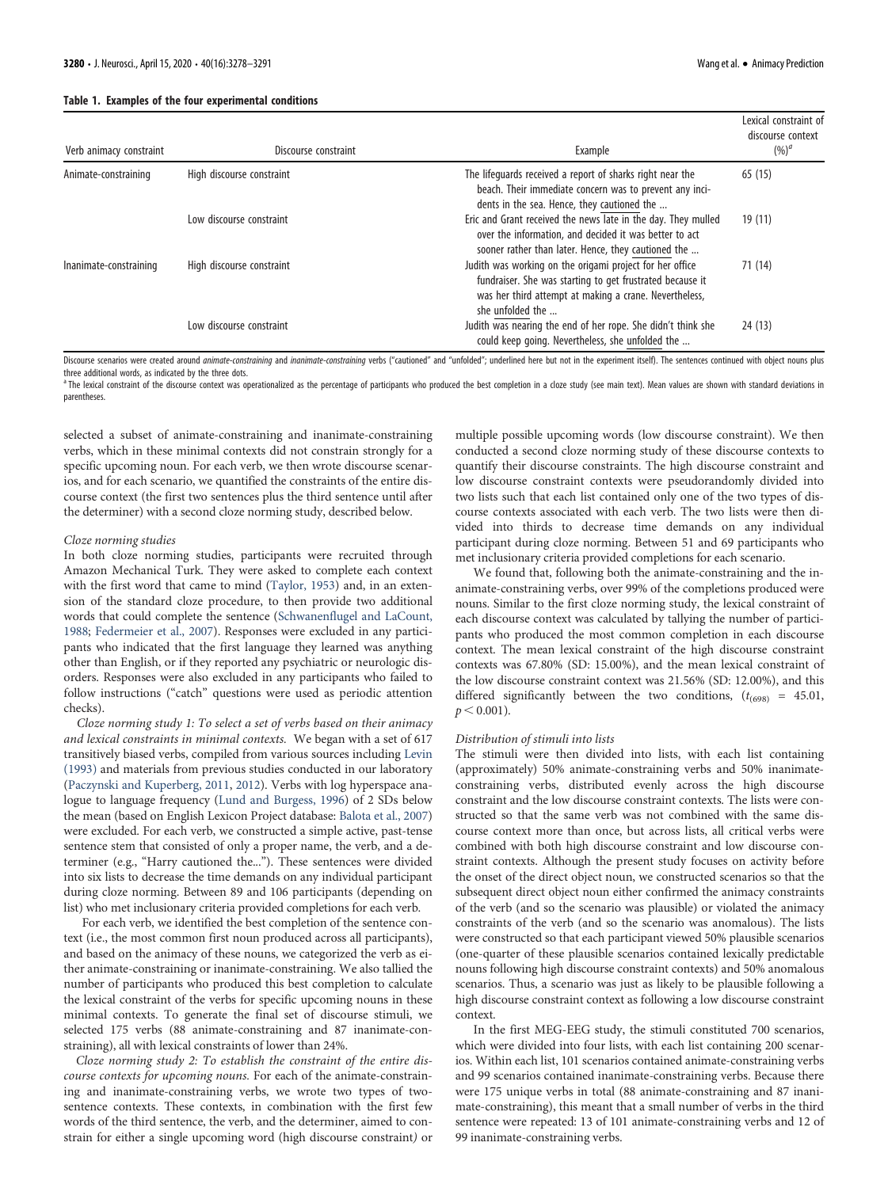**Table 1. Examples of the four experimental conditions**

| Verb animacy constraint | Discourse constraint | Example | Lexical constraint of discourse context (%)[a] |
|---|---|---|---|
| Animate-constraining | High discourse constraint | The lifeguards received a report of sharks right near the beach. Their immediate concern was to prevent any incidents in the sea. Hence, they cautioned the … | 65 (15) |
| | Low discourse constraint | Eric and Grant received the news late in the day. They mulled over the information, and decided it was better to act sooner rather than later. Hence, they cautioned the … | 19 (11) |
| Inanimate-constraining | High discourse constraint | Judith was working on the origami project for her office fundraiser. She was starting to get frustrated because it was her third attempt at making a crane. Nevertheless, she unfolded the … | 71 (14) |
| | Low discourse constraint | Judith was nearing the end of her rope. She didn't think she could keep going. Nevertheless, she unfolded the … | 24 (13) |

Discourse scenarios were created around *animate-constraining* and *inanimate-constraining* verbs ("cautioned" and "unfolded"; underlined here but not in the experiment itself). The sentences continued with object nouns plus three additional words, as indicated by the three dots.

[a] The lexical constraint of the discourse context was operationalized as the percentage of participants who produced the best completion in a cloze study (see main text). Mean values are shown with standard deviations in parentheses.

selected a subset of animate-constraining and inanimate-constraining verbs, which in these minimal contexts did not constrain strongly for a specific upcoming noun. For each verb, we then wrote discourse scenarios, and for each scenario, we quantified the constraints of the entire discourse context (the first two sentences plus the third sentence until after the determiner) with a second cloze norming study, described below.

*Cloze norming studies*

In both cloze norming studies, participants were recruited through Amazon Mechanical Turk. They were asked to complete each context with the first word that came to mind (Taylor, 1953) and, in an extension of the standard cloze procedure, to then provide two additional words that could complete the sentence (Schwanenflugel and LaCount, 1988; Federmeier et al., 2007). Responses were excluded in any participants who indicated that the first language they learned was anything other than English, or if they reported any psychiatric or neurologic disorders. Responses were also excluded in any participants who failed to follow instructions ("catch" questions were used as periodic attention checks).

*Cloze norming study 1: To select a set of verbs based on their animacy and lexical constraints in minimal contexts.* We began with a set of 617 transitively biased verbs, compiled from various sources including Levin (1993) and materials from previous studies conducted in our laboratory (Paczynski and Kuperberg, 2011, 2012). Verbs with log hyperspace analogue to language frequency (Lund and Burgess, 1996) of 2 SDs below the mean (based on English Lexicon Project database: Balota et al., 2007) were excluded. For each verb, we constructed a simple active, past-tense sentence stem that consisted of only a proper name, the verb, and a determiner (e.g., "Harry cautioned the..."). These sentences were divided into six lists to decrease the time demands on any individual participant during cloze norming. Between 89 and 106 participants (depending on list) who met inclusionary criteria provided completions for each verb.

For each verb, we identified the best completion of the sentence context (i.e., the most common first noun produced across all participants), and based on the animacy of these nouns, we categorized the verb as either animate-constraining or inanimate-constraining. We also tallied the number of participants who produced this best completion to calculate the lexical constraint of the verbs for specific upcoming nouns in these minimal contexts. To generate the final set of discourse stimuli, we selected 175 verbs (88 animate-constraining and 87 inanimate-constraining), all with lexical constraints of lower than 24%.

*Cloze norming study 2: To establish the constraint of the entire discourse contexts for upcoming nouns.* For each of the animate-constraining and inanimate-constraining verbs, we wrote two types of two-sentence contexts. These contexts, in combination with the first few words of the third sentence, the verb, and the determiner, aimed to constrain for either a single upcoming word (high discourse constraint) or multiple possible upcoming words (low discourse constraint). We then conducted a second cloze norming study of these discourse contexts to quantify their discourse constraints. The high discourse constraint and low discourse constraint contexts were pseudorandomly divided into two lists such that each list contained only one of the two types of discourse contexts associated with each verb. The two lists were then divided into thirds to decrease time demands on any individual participant during cloze norming. Between 51 and 69 participants who met inclusionary criteria provided completions for each scenario.

We found that, following both the animate-constraining and the inanimate-constraining verbs, over 99% of the completions produced were nouns. Similar to the first cloze norming study, the lexical constraint of each discourse context was calculated by tallying the number of participants who produced the most common completion in each discourse context. The mean lexical constraint of the high discourse constraint contexts was 67.80% (SD: 15.00%), and the mean lexical constraint of the low discourse constraint context was 21.56% (SD: 12.00%), and this differed significantly between the two conditions, ($t_{(698)}$ = 45.01, $p < 0.001$).

*Distribution of stimuli into lists*

The stimuli were then divided into lists, with each list containing (approximately) 50% animate-constraining verbs and 50% inanimate-constraining verbs, distributed evenly across the high discourse constraint and the low discourse constraint contexts. The lists were constructed so that the same verb was not combined with the same discourse context more than once, but across lists, all critical verbs were combined with both high discourse constraint and low discourse constraint contexts. Although the present study focuses on activity before the onset of the direct object noun, we constructed scenarios so that the subsequent direct object noun either confirmed the animacy constraints of the verb (and so the scenario was plausible) or violated the animacy constraints of the verb (and so the scenario was anomalous). The lists were constructed so that each participant viewed 50% plausible scenarios (one-quarter of these plausible scenarios contained lexically predictable nouns following high discourse constraint contexts) and 50% anomalous scenarios. Thus, a scenario was just as likely to be plausible following a high discourse constraint context as following a low discourse constraint context.

In the first MEG-EEG study, the stimuli constituted 700 scenarios, which were divided into four lists, with each list containing 200 scenarios. Within each list, 101 scenarios contained animate-constraining verbs and 99 scenarios contained inanimate-constraining verbs. Because there were 175 unique verbs in total (88 animate-constraining and 87 inanimate-constraining), this meant that a small number of verbs in the third sentence were repeated: 13 of 101 animate-constraining verbs and 12 of 99 inanimate-constraining verbs.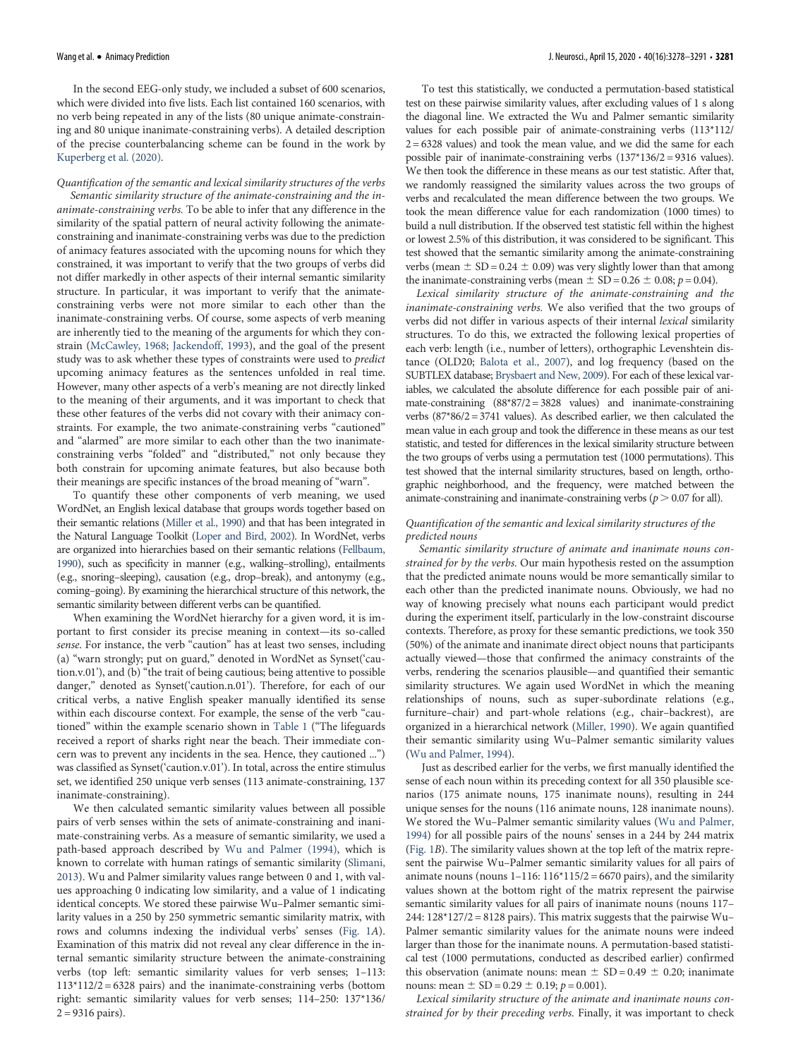In the second EEG-only study, we included a subset of 600 scenarios, which were divided into five lists. Each list contained 160 scenarios, with no verb being repeated in any of the lists (80 unique animate-constraining and 80 unique inanimate-constraining verbs). A detailed description of the precise counterbalancing scheme can be found in the work by Kuperberg et al. (2020).

*Quantification of the semantic and lexical similarity structures of the verbs*

*Semantic similarity structure of the animate-constraining and the inanimate-constraining verbs.* To be able to infer that any difference in the similarity of the spatial pattern of neural activity following the animate-constraining and inanimate-constraining verbs was due to the prediction of animacy features associated with the upcoming nouns for which they constrained, it was important to verify that the two groups of verbs did not differ markedly in other aspects of their internal semantic similarity structure. In particular, it was important to verify that the animate-constraining verbs were not more similar to each other than the inanimate-constraining verbs. Of course, some aspects of verb meaning are inherently tied to the meaning of the arguments for which they constrain (McCawley, 1968; Jackendoff, 1993), and the goal of the present study was to ask whether these types of constraints were used to *predict* upcoming animacy features as the sentences unfolded in real time. However, many other aspects of a verb's meaning are not directly linked to the meaning of their arguments, and it was important to check that these other features of the verbs did not covary with their animacy constraints. For example, the two animate-constraining verbs "cautioned" and "alarmed" are more similar to each other than the two inanimate-constraining verbs "folded" and "distributed," not only because they both constrain for upcoming animate features, but also because both their meanings are specific instances of the broad meaning of "warn".

To quantify these other components of verb meaning, we used WordNet, an English lexical database that groups words together based on their semantic relations (Miller et al., 1990) and that has been integrated in the Natural Language Toolkit (Loper and Bird, 2002). In WordNet, verbs are organized into hierarchies based on their semantic relations (Fellbaum, 1990), such as specificity in manner (e.g., walking–strolling), entailments (e.g., snoring–sleeping), causation (e.g., drop–break), and antonymy (e.g., coming–going). By examining the hierarchical structure of this network, the semantic similarity between different verbs can be quantified.

When examining the WordNet hierarchy for a given word, it is important to first consider its precise meaning in context—its so-called *sense*. For instance, the verb "caution" has at least two senses, including (a) "warn strongly; put on guard," denoted in WordNet as Synset('caution.v.01'), and (b) "the trait of being cautious; being attentive to possible danger," denoted as Synset('caution.n.01'). Therefore, for each of our critical verbs, a native English speaker manually identified its sense within each discourse context. For example, the sense of the verb "cautioned" within the example scenario shown in Table 1 ("The lifeguards received a report of sharks right near the beach. Their immediate concern was to prevent any incidents in the sea. Hence, they cautioned ...") was classified as Synset('caution.v.01'). In total, across the entire stimulus set, we identified 250 unique verb senses (113 animate-constraining, 137 inanimate-constraining).

We then calculated semantic similarity values between all possible pairs of verb senses within the sets of animate-constraining and inanimate-constraining verbs. As a measure of semantic similarity, we used a path-based approach described by Wu and Palmer (1994), which is known to correlate with human ratings of semantic similarity (Slimani, 2013). Wu and Palmer similarity values range between 0 and 1, with values approaching 0 indicating low similarity, and a value of 1 indicating identical concepts. We stored these pairwise Wu–Palmer semantic similarity values in a 250 by 250 symmetric semantic similarity matrix, with rows and columns indexing the individual verbs' senses (Fig. 1*A*). Examination of this matrix did not reveal any clear difference in the internal semantic similarity structure between the animate-constraining verbs (top left: semantic similarity values for verb senses; 1–113: $113*112/2 = 6328$ pairs) and the inanimate-constraining verbs (bottom right: semantic similarity values for verb senses; 114–250: $137*136/2 = 9316$ pairs).

To test this statistically, we conducted a permutation-based statistical test on these pairwise similarity values, after excluding values of 1 s along the diagonal line. We extracted the Wu and Palmer semantic similarity values for each possible pair of animate-constraining verbs ($113*112/2 = 6328$ values) and took the mean value, and we did the same for each possible pair of inanimate-constraining verbs ($137*136/2 = 9316$ values). We then took the difference in these means as our test statistic. After that, we randomly reassigned the similarity values across the two groups of verbs and recalculated the mean difference between the two groups. We took the mean difference value for each randomization (1000 times) to build a null distribution. If the observed test statistic fell within the highest or lowest 2.5% of this distribution, it was considered to be significant. This test showed that the semantic similarity among the animate-constraining verbs (mean ± SD = 0.24 ± 0.09) was very slightly lower than that among the inanimate-constraining verbs (mean ± SD = 0.26 ± 0.08; $p = 0.04$).

*Lexical similarity structure of the animate-constraining and the inanimate-constraining verbs.* We also verified that the two groups of verbs did not differ in various aspects of their internal *lexical* similarity structures. To do this, we extracted the following lexical properties of each verb: length (i.e., number of letters), orthographic Levenshtein distance (OLD20; Balota et al., 2007), and log frequency (based on the SUBTLEX database; Brysbaert and New, 2009). For each of these lexical variables, we calculated the absolute difference for each possible pair of animate-constraining ($88*87/2 = 3828$ values) and inanimate-constraining verbs ($87*86/2 = 3741$ values). As described earlier, we then calculated the mean value in each group and took the difference in these means as our test statistic, and tested for differences in the lexical similarity structure between the two groups of verbs using a permutation test (1000 permutations). This test showed that the internal similarity structures, based on length, orthographic neighborhood, and the frequency, were matched between the animate-constraining and inanimate-constraining verbs ($p > 0.07$ for all).

*Quantification of the semantic and lexical similarity structures of the predicted nouns*

*Semantic similarity structure of animate and inanimate nouns constrained for by the verbs.* Our main hypothesis rested on the assumption that the predicted animate nouns would be more semantically similar to each other than the predicted inanimate nouns. Obviously, we had no way of knowing precisely what nouns each participant would predict during the experiment itself, particularly in the low-constraint discourse contexts. Therefore, as proxy for these semantic predictions, we took 350 (50%) of the animate and inanimate direct object nouns that participants actually viewed—those that confirmed the animacy constraints of the verbs, rendering the scenarios plausible—and quantified their semantic similarity structures. We again used WordNet in which the meaning relationships of nouns, such as super-subordinate relations (e.g., furniture–chair) and part-whole relations (e.g., chair–backrest), are organized in a hierarchical network (Miller, 1990). We again quantified their semantic similarity using Wu–Palmer semantic similarity values (Wu and Palmer, 1994).

Just as described earlier for the verbs, we first manually identified the sense of each noun within its preceding context for all 350 plausible scenarios (175 animate nouns, 175 inanimate nouns), resulting in 244 unique senses for the nouns (116 animate nouns, 128 inanimate nouns). We stored the Wu–Palmer semantic similarity values (Wu and Palmer, 1994) for all possible pairs of the nouns' senses in a 244 by 244 matrix (Fig. 1*B*). The similarity values shown at the top left of the matrix represent the pairwise Wu–Palmer semantic similarity values for all pairs of animate nouns (nouns 1–116: $116*115/2 = 6670$ pairs), and the similarity values shown at the bottom right of the matrix represent the pairwise semantic similarity values for all pairs of inanimate nouns (nouns 117–244: $128*127/2 = 8128$ pairs). This matrix suggests that the pairwise Wu–Palmer semantic similarity values for the animate nouns were indeed larger than those for the inanimate nouns. A permutation-based statistical test (1000 permutations, conducted as described earlier) confirmed this observation (animate nouns: mean ± SD = 0.49 ± 0.20; inanimate nouns: mean ± SD = 0.29 ± 0.19; $p = 0.001$).

*Lexical similarity structure of the animate and inanimate nouns constrained for by their preceding verbs.* Finally, it was important to check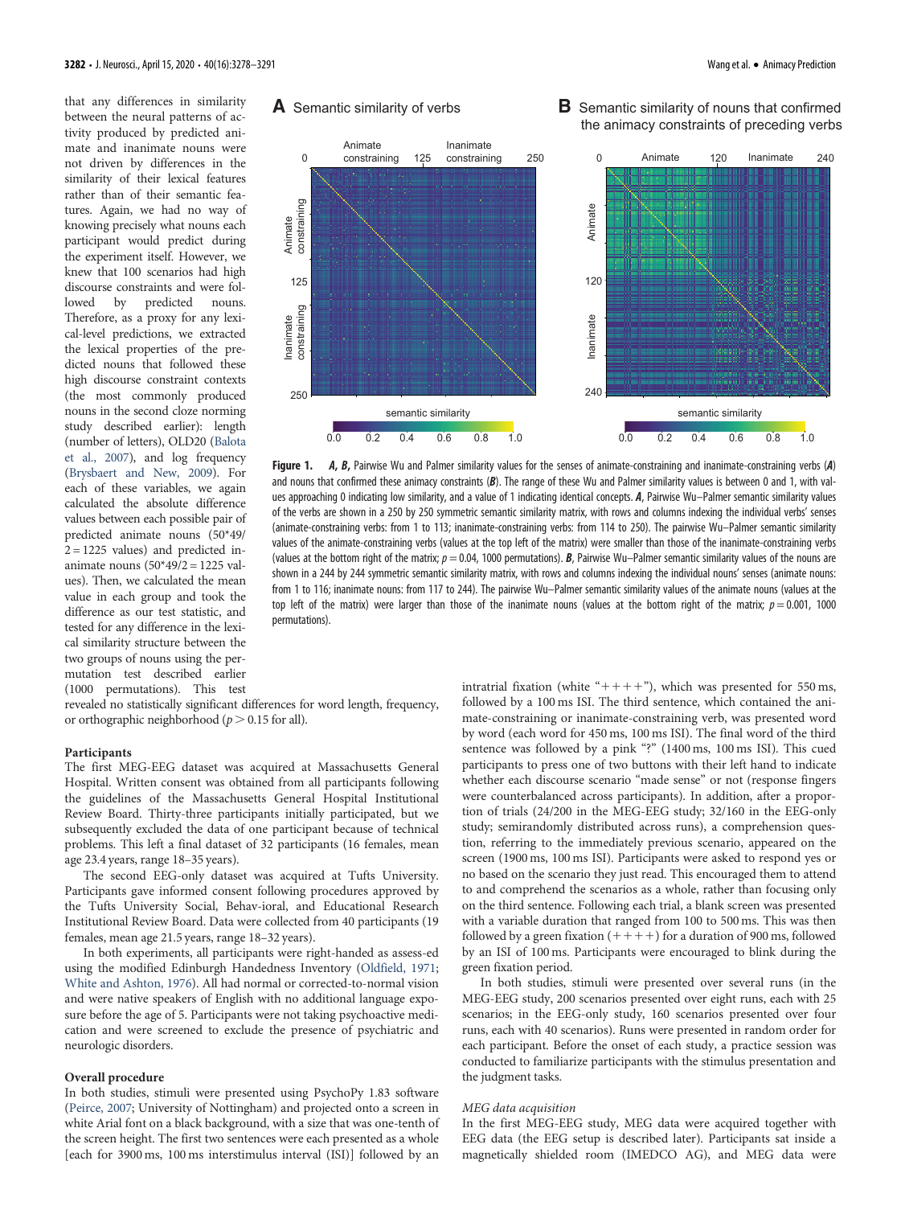that any differences in similarity between the neural patterns of activity produced by predicted animate and inanimate nouns were not driven by differences in the similarity of their lexical features rather than of their semantic features. Again, we had no way of knowing precisely what nouns each participant would predict during the experiment itself. However, we knew that 100 scenarios had high discourse constraints and were followed by predicted nouns. Therefore, as a proxy for any lexical-level predictions, we extracted the lexical properties of the predicted nouns that followed these high discourse constraint contexts (the most commonly produced nouns in the second cloze norming study described earlier): length (number of letters), OLD20 (Balota et al., 2007), and log frequency (Brysbaert and New, 2009). For each of these variables, we again calculated the absolute difference values between each possible pair of predicted animate nouns (50*49/2 = 1225 values) and predicted inanimate nouns (50*49/2 = 1225 values). Then, we calculated the mean value in each group and took the difference as our test statistic, and tested for any difference in the lexical similarity structure between the two groups of nouns using the permutation test described earlier (1000 permutations). This test revealed no statistically significant differences for word length, frequency, or orthographic neighborhood ($p > 0.15$ for all).

**Figure 1.** ***A*, *B*,** Pairwise Wu and Palmer similarity values for the senses of animate-constraining and inanimate-constraining verbs (***A***) and nouns that confirmed these animacy constraints (***B***). The range of these Wu and Palmer similarity values is between 0 and 1, with values approaching 0 indicating low similarity, and a value of 1 indicating identical concepts. ***A***, Pairwise Wu–Palmer semantic similarity values of the verbs are shown in a 250 by 250 symmetric semantic similarity matrix, with rows and columns indexing the individual verbs' senses (animate-constraining verbs: from 1 to 113; inanimate-constraining verbs: from 114 to 250). The pairwise Wu–Palmer semantic similarity values of the animate-constraining verbs (values at the top left of the matrix) were smaller than those of the inanimate-constraining verbs (values at the bottom right of the matrix; $p = 0.04$, 1000 permutations). ***B***, Pairwise Wu–Palmer semantic similarity values of the nouns are shown in a 244 by 244 symmetric semantic similarity matrix, with rows and columns indexing the individual nouns' senses (animate nouns: from 1 to 116; inanimate nouns: from 117 to 244). The pairwise Wu–Palmer semantic similarity values of the animate nouns (values at the top left of the matrix) were larger than those of the inanimate nouns (values at the bottom right of the matrix; $p = 0.001$, 1000 permutations).

### Participants

The first MEG-EEG dataset was acquired at Massachusetts General Hospital. Written consent was obtained from all participants following the guidelines of the Massachusetts General Hospital Institutional Review Board. Thirty-three participants initially participated, but we subsequently excluded the data of one participant because of technical problems. This left a final dataset of 32 participants (16 females, mean age 23.4 years, range 18–35 years).

The second EEG-only dataset was acquired at Tufts University. Participants gave informed consent following procedures approved by the Tufts University Social, Behav-ioral, and Educational Research Institutional Review Board. Data were collected from 40 participants (19 females, mean age 21.5 years, range 18–32 years).

In both experiments, all participants were right-handed as assess-ed using the modified Edinburgh Handedness Inventory (Oldfield, 1971; White and Ashton, 1976). All had normal or corrected-to-normal vision and were native speakers of English with no additional language exposure before the age of 5. Participants were not taking psychoactive medication and were screened to exclude the presence of psychiatric and neurologic disorders.

### Overall procedure

In both studies, stimuli were presented using PsychoPy 1.83 software (Peirce, 2007; University of Nottingham) and projected onto a screen in white Arial font on a black background, with a size that was one-tenth of the screen height. The first two sentences were each presented as a whole [each for 3900 ms, 100 ms interstimulus interval (ISI)] followed by an intratrial fixation (white "++++"), which was presented for 550 ms, followed by a 100 ms ISI. The third sentence, which contained the animate-constraining or inanimate-constraining verb, was presented word by word (each word for 450 ms, 100 ms ISI). The final word of the third sentence was followed by a pink "?" (1400 ms, 100 ms ISI). This cued participants to press one of two buttons with their left hand to indicate whether each discourse scenario "made sense" or not (response fingers were counterbalanced across participants). In addition, after a proportion of trials (24/200 in the MEG-EEG study; 32/160 in the EEG-only study; semirandomly distributed across runs), a comprehension question, referring to the immediately previous scenario, appeared on the screen (1900 ms, 100 ms ISI). Participants were asked to respond yes or no based on the scenario they just read. This encouraged them to attend to and comprehend the scenarios as a whole, rather than focusing only on the third sentence. Following each trial, a blank screen was presented with a variable duration that ranged from 100 to 500 ms. This was then followed by a green fixation (++++) for a duration of 900 ms, followed by an ISI of 100 ms. Participants were encouraged to blink during the green fixation period.

In both studies, stimuli were presented over several runs (in the MEG-EEG study, 200 scenarios presented over eight runs, each with 25 scenarios; in the EEG-only study, 160 scenarios presented over four runs, each with 40 scenarios). Runs were presented in random order for each participant. Before the onset of each study, a practice session was conducted to familiarize participants with the stimulus presentation and the judgment tasks.

*MEG data acquisition*

In the first MEG-EEG study, MEG data were acquired together with EEG data (the EEG setup is described later). Participants sat inside a magnetically shielded room (IMEDCO AG), and MEG data were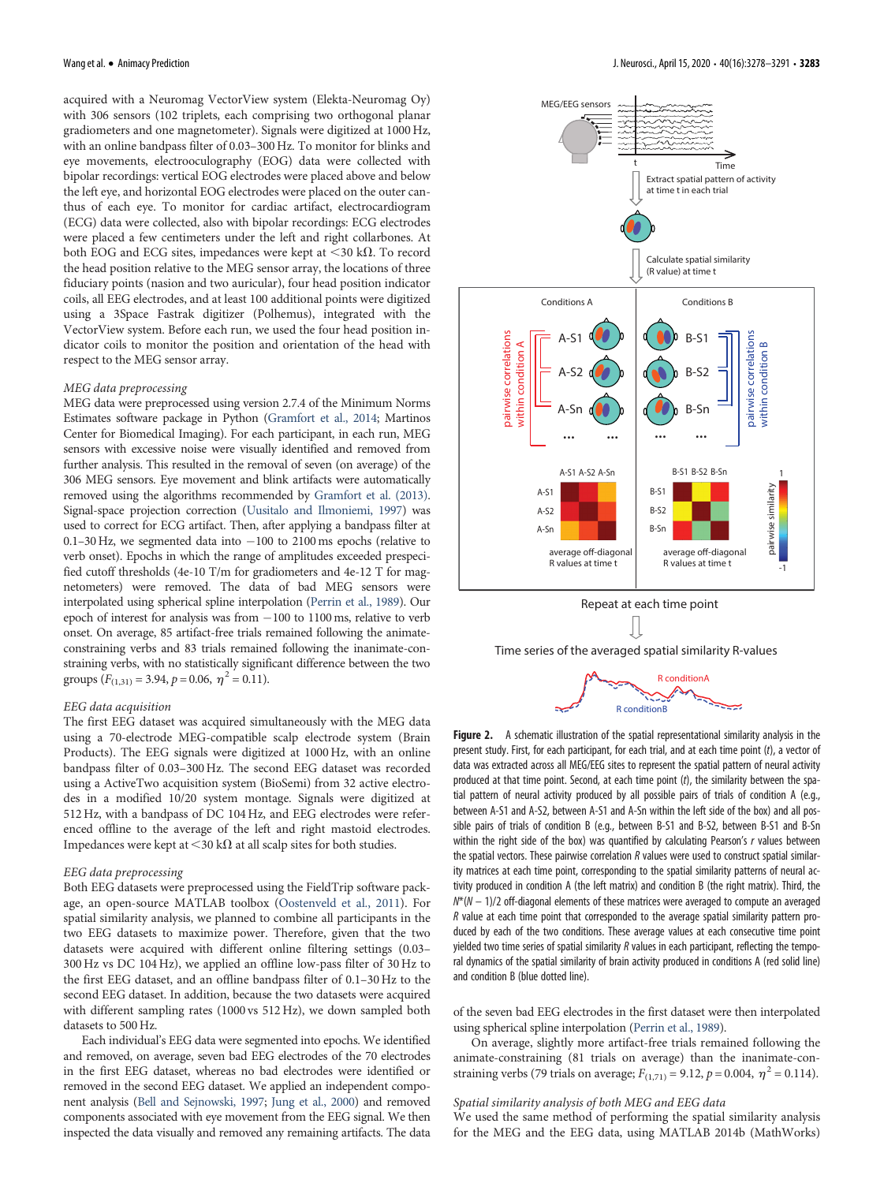acquired with a Neuromag VectorView system (Elekta-Neuromag Oy) with 306 sensors (102 triplets, each comprising two orthogonal planar gradiometers and one magnetometer). Signals were digitized at 1000 Hz, with an online bandpass filter of 0.03–300 Hz. To monitor for blinks and eye movements, electrooculography (EOG) data were collected with bipolar recordings: vertical EOG electrodes were placed above and below the left eye, and horizontal EOG electrodes were placed on the outer canthus of each eye. To monitor for cardiac artifact, electrocardiogram (ECG) data were collected, also with bipolar recordings: ECG electrodes were placed a few centimeters under the left and right collarbones. At both EOG and ECG sites, impedances were kept at <30 kΩ. To record the head position relative to the MEG sensor array, the locations of three fiduciary points (nasion and two auricular), four head position indicator coils, all EEG electrodes, and at least 100 additional points were digitized using a 3Space Fastrak digitizer (Polhemus), integrated with the VectorView system. Before each run, we used the four head position indicator coils to monitor the position and orientation of the head with respect to the MEG sensor array.

*MEG data preprocessing*

MEG data were preprocessed using version 2.7.4 of the Minimum Norms Estimates software package in Python (Gramfort et al., 2014; Martinos Center for Biomedical Imaging). For each participant, in each run, MEG sensors with excessive noise were visually identified and removed from further analysis. This resulted in the removal of seven (on average) of the 306 MEG sensors. Eye movement and blink artifacts were automatically removed using the algorithms recommended by Gramfort et al. (2013). Signal-space projection correction (Uusitalo and Ilmoniemi, 1997) was used to correct for ECG artifact. Then, after applying a bandpass filter at 0.1–30 Hz, we segmented data into −100 to 2100 ms epochs (relative to verb onset). Epochs in which the range of amplitudes exceeded prespecified cutoff thresholds (4e-10 T/m for gradiometers and 4e-12 T for magnetometers) were removed. The data of bad MEG sensors were interpolated using spherical spline interpolation (Perrin et al., 1989). Our epoch of interest for analysis was from −100 to 1100 ms, relative to verb onset. On average, 85 artifact-free trials remained following the animate-constraining verbs and 83 trials remained following the inanimate-constraining verbs, with no statistically significant difference between the two groups ($F_{(1,31)} = 3.94$, $p = 0.06$, $\eta^2 = 0.11$).

*EEG data acquisition*

The first EEG dataset was acquired simultaneously with the MEG data using a 70-electrode MEG-compatible scalp electrode system (Brain Products). The EEG signals were digitized at 1000 Hz, with an online bandpass filter of 0.03–300 Hz. The second EEG dataset was recorded using a ActiveTwo acquisition system (BioSemi) from 32 active electrodes in a modified 10/20 system montage. Signals were digitized at 512 Hz, with a bandpass of DC 104 Hz, and EEG electrodes were referenced offline to the average of the left and right mastoid electrodes. Impedances were kept at <30 kΩ at all scalp sites for both studies.

*EEG data preprocessing*

Both EEG datasets were preprocessed using the FieldTrip software package, an open-source MATLAB toolbox (Oostenveld et al., 2011). For spatial similarity analysis, we planned to combine all participants in the two EEG datasets to maximize power. However, given that the two datasets were acquired with different online filtering settings (0.03–300 Hz vs DC 104 Hz), we applied an offline low-pass filter of 30 Hz to the first EEG dataset, and an offline bandpass filter of 0.1–30 Hz to the second EEG dataset. In addition, because the two datasets were acquired with different sampling rates (1000 vs 512 Hz), we down sampled both datasets to 500 Hz.

Each individual's EEG data were segmented into epochs. We identified and removed, on average, seven bad EEG electrodes of the 70 electrodes in the first EEG dataset, whereas no bad electrodes were identified or removed in the second EEG dataset. We applied an independent component analysis (Bell and Sejnowski, 1997; Jung et al., 2000) and removed components associated with eye movement from the EEG signal. We then inspected the data visually and removed any remaining artifacts. The data of the seven bad EEG electrodes in the first dataset were then interpolated using spherical spline interpolation (Perrin et al., 1989).

On average, slightly more artifact-free trials remained following the animate-constraining (81 trials on average) than the inanimate-constraining verbs (79 trials on average; $F_{(1,71)} = 9.12$, $p = 0.004$, $\eta^2 = 0.114$).

*Spatial similarity analysis of both MEG and EEG data*

We used the same method of performing the spatial similarity analysis for the MEG and the EEG data, using MATLAB 2014b (MathWorks)

**Figure 2.** A schematic illustration of the spatial representational similarity analysis in the present study. First, for each participant, for each trial, and at each time point ($t$), a vector of data was extracted across all MEG/EEG sites to represent the spatial pattern of neural activity produced at that time point. Second, at each time point ($t$), the similarity between the spatial pattern of neural activity produced by all possible pairs of trials of condition A (e.g., between A-S1 and A-S2, between A-S1 and A-Sn within the left side of the box) and all possible pairs of trials of condition B (e.g., between B-S1 and B-S2, between B-S1 and B-Sn within the right side of the box) was quantified by calculating Pearson's $r$ values between the spatial vectors. These pairwise correlation $R$ values were used to construct spatial similarity matrices at each time point, corresponding to the spatial similarity patterns of neural activity produced in condition A (the left matrix) and condition B (the right matrix). Third, the $N*(N-1)/2$ off-diagonal elements of these matrices were averaged to compute an averaged $R$ value at each time point that corresponded to the average spatial similarity pattern produced by each of the two conditions. Each of these average values at each consecutive time point yielded two time series of spatial similarity $R$ values in each participant, reflecting the temporal dynamics of the spatial similarity of brain activity produced in conditions A (red solid line) and condition B (blue dotted line).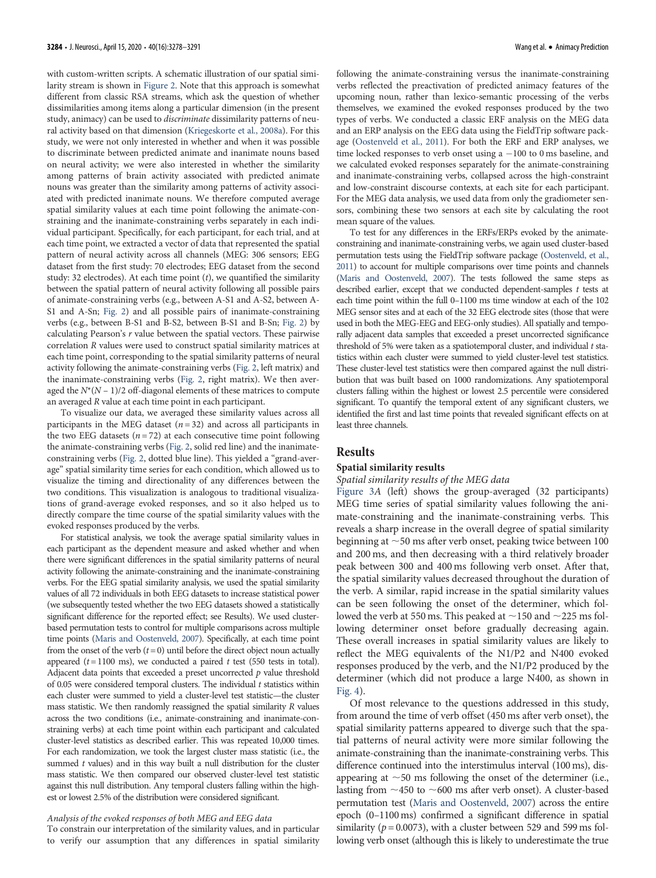with custom-written scripts. A schematic illustration of our spatial similarity stream is shown in Figure 2. Note that this approach is somewhat different from classic RSA streams, which ask the question of whether dissimilarities among items along a particular dimension (in the present study, animacy) can be used to *discriminate* dissimilarity patterns of neural activity based on that dimension (Kriegeskorte et al., 2008a). For this study, we were not only interested in whether and when it was possible to discriminate between predicted animate and inanimate nouns based on neural activity; we were also interested in whether the similarity among patterns of brain activity associated with predicted animate nouns was greater than the similarity among patterns of activity associated with predicted inanimate nouns. We therefore computed average spatial similarity values at each time point following the animate-constraining and the inanimate-constraining verbs separately in each individual participant. Specifically, for each participant, for each trial, and at each time point, we extracted a vector of data that represented the spatial pattern of neural activity across all channels (MEG: 306 sensors; EEG dataset from the first study: 70 electrodes; EEG dataset from the second study: 32 electrodes). At each time point ($t$), we quantified the similarity between the spatial pattern of neural activity following all possible pairs of animate-constraining verbs (e.g., between A-S1 and A-S2, between A-S1 and A-Sn; Fig. 2) and all possible pairs of inanimate-constraining verbs (e.g., between B-S1 and B-S2, between B-S1 and B-Sn; Fig. 2) by calculating Pearson's $r$ value between the spatial vectors. These pairwise correlation $R$ values were used to construct spatial similarity matrices at each time point, corresponding to the spatial similarity patterns of neural activity following the animate-constraining verbs (Fig. 2, left matrix) and the inanimate-constraining verbs (Fig. 2, right matrix). We then averaged the $N^*(N-1)/2$ off-diagonal elements of these matrices to compute an averaged $R$ value at each time point in each participant.

To visualize our data, we averaged these similarity values across all participants in the MEG dataset ($n = 32$) and across all participants in the two EEG datasets ($n = 72$) at each consecutive time point following the animate-constraining verbs (Fig. 2, solid red line) and the inanimate-constraining verbs (Fig. 2, dotted blue line). This yielded a "grand-average" spatial similarity time series for each condition, which allowed us to visualize the timing and directionality of any differences between the two conditions. This visualization is analogous to traditional visualizations of grand-average evoked responses, and so it also helped us to directly compare the time course of the spatial similarity values with the evoked responses produced by the verbs.

For statistical analysis, we took the average spatial similarity values in each participant as the dependent measure and asked whether and when there were significant differences in the spatial similarity patterns of neural activity following the animate-constraining and the inanimate-constraining verbs. For the EEG spatial similarity analysis, we used the spatial similarity values of all 72 individuals in both EEG datasets to increase statistical power (we subsequently tested whether the two EEG datasets showed a statistically significant difference for the reported effect; see Results). We used cluster-based permutation tests to control for multiple comparisons across multiple time points (Maris and Oostenveld, 2007). Specifically, at each time point from the onset of the verb ($t = 0$) until before the direct object noun actually appeared ($t = 1100$ ms), we conducted a paired $t$ test (550 tests in total). Adjacent data points that exceeded a preset uncorrected $p$ value threshold of 0.05 were considered temporal clusters. The individual $t$ statistics within each cluster were summed to yield a cluster-level test statistic—the cluster mass statistic. We then randomly reassigned the spatial similarity $R$ values across the two conditions (i.e., animate-constraining and inanimate-constraining verbs) at each time point within each participant and calculated cluster-level statistics as described earlier. This was repeated 10,000 times. For each randomization, we took the largest cluster mass statistic (i.e., the summed $t$ values) and in this way built a null distribution for the cluster mass statistic. We then compared our observed cluster-level test statistic against this null distribution. Any temporal clusters falling within the highest or lowest 2.5% of the distribution were considered significant.

*Analysis of the evoked responses of both MEG and EEG data*

To constrain our interpretation of the similarity values, and in particular to verify our assumption that any differences in spatial similarity following the animate-constraining versus the inanimate-constraining verbs reflected the preactivation of predicted animacy features of the upcoming noun, rather than lexico-semantic processing of the verbs themselves, we examined the evoked responses produced by the two types of verbs. We conducted a classic ERF analysis on the MEG data and an ERP analysis on the EEG data using the FieldTrip software package (Oostenveld et al., 2011). For both the ERF and ERP analyses, we time locked responses to verb onset using a −100 to 0 ms baseline, and we calculated evoked responses separately for the animate-constraining and inanimate-constraining verbs, collapsed across the high-constraint and low-constraint discourse contexts, at each site for each participant. For the MEG data analysis, we used data from only the gradiometer sensors, combining these two sensors at each site by calculating the root mean square of the values.

To test for any differences in the ERFs/ERPs evoked by the animate-constraining and inanimate-constraining verbs, we again used cluster-based permutation tests using the FieldTrip software package (Oostenveld, et al., 2011) to account for multiple comparisons over time points and channels (Maris and Oostenveld, 2007). The tests followed the same steps as described earlier, except that we conducted dependent-samples $t$ tests at each time point within the full 0–1100 ms time window at each of the 102 MEG sensor sites and at each of the 32 EEG electrode sites (those that were used in both the MEG-EEG and EEG-only studies). All spatially and temporally adjacent data samples that exceeded a preset uncorrected significance threshold of 5% were taken as a spatiotemporal cluster, and individual $t$ statistics within each cluster were summed to yield cluster-level test statistics. These cluster-level test statistics were then compared against the null distribution that was built based on 1000 randomizations. Any spatiotemporal clusters falling within the highest or lowest 2.5 percentile were considered significant. To quantify the temporal extent of any significant clusters, we identified the first and last time points that revealed significant effects on at least three channels.

## Results

### Spatial similarity results

*Spatial similarity results of the MEG data*

Figure 3*A* (left) shows the group-averaged (32 participants) MEG time series of spatial similarity values following the animate-constraining and the inanimate-constraining verbs. This reveals a sharp increase in the overall degree of spatial similarity beginning at ~50 ms after verb onset, peaking twice between 100 and 200 ms, and then decreasing with a third relatively broader peak between 300 and 400 ms following verb onset. After that, the spatial similarity values decreased throughout the duration of the verb. A similar, rapid increase in the spatial similarity values can be seen following the onset of the determiner, which followed the verb at 550 ms. This peaked at ~150 and ~225 ms following determiner onset before gradually decreasing again. These overall increases in spatial similarity values are likely to reflect the MEG equivalents of the N1/P2 and N400 evoked responses produced by the verb, and the N1/P2 produced by the determiner (which did not produce a large N400, as shown in Fig. 4).

Of most relevance to the questions addressed in this study, from around the time of verb offset (450 ms after verb onset), the spatial similarity patterns appeared to diverge such that the spatial patterns of neural activity were more similar following the animate-constraining than the inanimate-constraining verbs. This difference continued into the interstimulus interval (100 ms), disappearing at ~50 ms following the onset of the determiner (i.e., lasting from ~450 to ~600 ms after verb onset). A cluster-based permutation test (Maris and Oostenveld, 2007) across the entire epoch (0–1100 ms) confirmed a significant difference in spatial similarity ($p = 0.0073$), with a cluster between 529 and 599 ms following verb onset (although this is likely to underestimate the true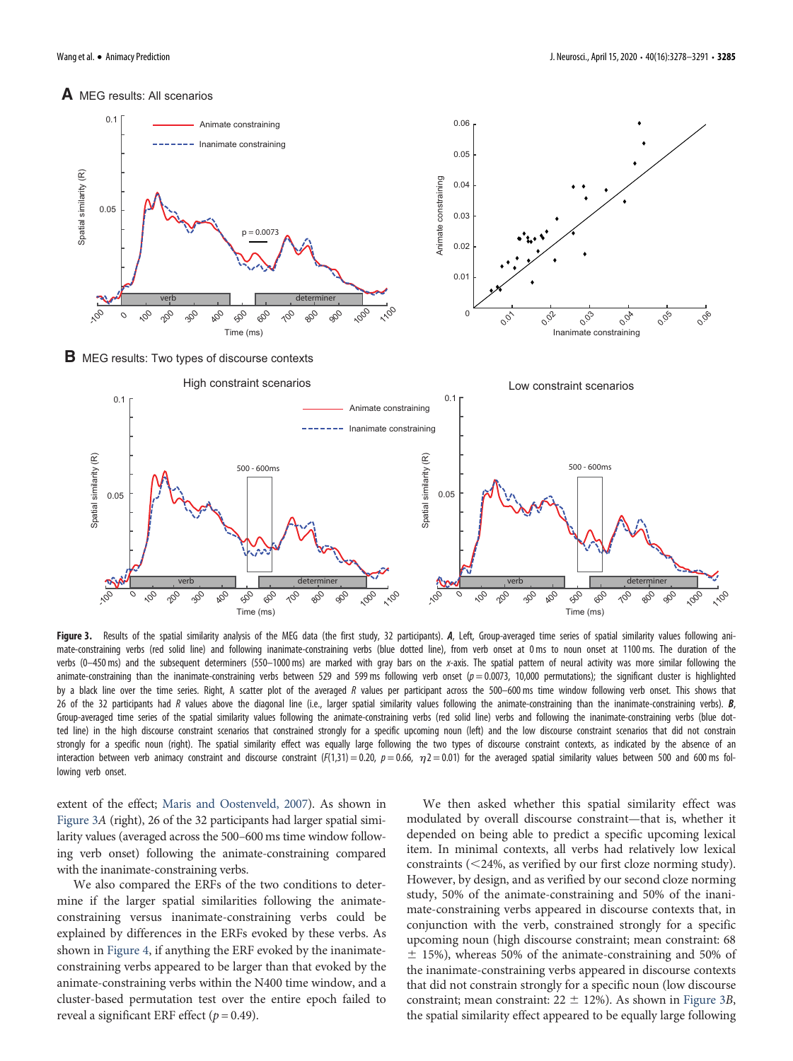**Figure 3.** Results of the spatial similarity analysis of the MEG data (the first study, 32 participants). ***A***, Left, Group-averaged time series of spatial similarity values following animate-constraining verbs (red solid line) and following inanimate-constraining verbs (blue dotted line), from verb onset at 0 ms to noun onset at 1100 ms. The duration of the verbs (0–450 ms) and the subsequent determiners (550–1000 ms) are marked with gray bars on the *x*-axis. The spatial pattern of neural activity was more similar following the animate-constraining than the inanimate-constraining verbs between 529 and 599 ms following verb onset ($p = 0.0073$, 10,000 permutations); the significant cluster is highlighted by a black line over the time series. Right, A scatter plot of the averaged *R* values per participant across the 500–600 ms time window following verb onset. This shows that 26 of the 32 participants had *R* values above the diagonal line (i.e., larger spatial similarity values following the animate-constraining than the inanimate-constraining verbs). ***B***, Group-averaged time series of the spatial similarity values following the animate-constraining verbs (red solid line) verbs and following the inanimate-constraining verbs (blue dotted line) in the high discourse constraint scenarios that constrained strongly for a specific upcoming noun (left) and the low discourse constraint scenarios that did not constrain strongly for a specific noun (right). The spatial similarity effect was equally large following the two types of discourse constraint contexts, as indicated by the absence of an interaction between verb animacy constraint and discourse constraint ($F(1,31) = 0.20$, $p = 0.66$, $\eta 2 = 0.01$) for the averaged spatial similarity values between 500 and 600 ms following verb onset.

extent of the effect; Maris and Oostenveld, 2007). As shown in Figure 3*A* (right), 26 of the 32 participants had larger spatial similarity values (averaged across the 500–600 ms time window following verb onset) following the animate-constraining compared with the inanimate-constraining verbs.

We also compared the ERFs of the two conditions to determine if the larger spatial similarities following the animate-constraining versus inanimate-constraining verbs could be explained by differences in the ERFs evoked by these verbs. As shown in Figure 4, if anything the ERF evoked by the inanimate-constraining verbs appeared to be larger than that evoked by the animate-constraining verbs within the N400 time window, and a cluster-based permutation test over the entire epoch failed to reveal a significant ERF effect ($p = 0.49$).

We then asked whether this spatial similarity effect was modulated by overall discourse constraint—that is, whether it depended on being able to predict a specific upcoming lexical item. In minimal contexts, all verbs had relatively low lexical constraints (<24%, as verified by our first cloze norming study). However, by design, and as verified by our second cloze norming study, 50% of the animate-constraining and 50% of the inanimate-constraining verbs appeared in discourse contexts that, in conjunction with the verb, constrained strongly for a specific upcoming noun (high discourse constraint; mean constraint: 68 ± 15%), whereas 50% of the animate-constraining and 50% of the inanimate-constraining verbs appeared in discourse contexts that did not constrain strongly for a specific noun (low discourse constraint; mean constraint: 22 ± 12%). As shown in Figure 3*B*, the spatial similarity effect appeared to be equally large following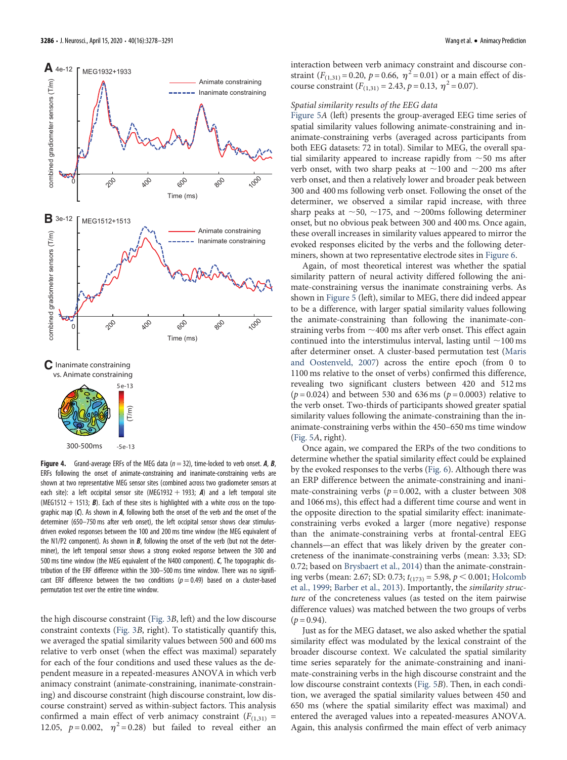**Figure 4.** Grand-average ERFs of the MEG data ($n = 32$), time-locked to verb onset. ***A***, ***B***, ERFs following the onset of animate-constraining and inanimate-constraining verbs are shown at two representative MEG sensor sites (combined across two gradiometer sensors at each site): a left occipital sensor site (MEG1932 + 1933; ***A***) and a left temporal site (MEG1512 + 1513; ***B***). Each of these sites is highlighted with a white cross on the topographic map (***C***). As shown in ***A***, following both the onset of the verb and the onset of the determiner (650–750 ms after verb onset), the left occipital sensor shows clear stimulus-driven evoked responses between the 100 and 200 ms time window (the MEG equivalent of the N1/P2 component). As shown in ***B***, following the onset of the verb (but not the determiner), the left temporal sensor shows a strong evoked response between the 300 and 500 ms time window (the MEG equivalent of the N400 component). ***C***, The topographic distribution of the ERF difference within the 300–500 ms time window. There was no significant ERF difference between the two conditions ($p = 0.49$) based on a cluster-based permutation test over the entire time window.

the high discourse constraint (Fig. 3*B*, left) and the low discourse constraint contexts (Fig. 3*B*, right). To statistically quantify this, we averaged the spatial similarity values between 500 and 600 ms relative to verb onset (when the effect was maximal) separately for each of the four conditions and used these values as the dependent measure in a repeated-measures ANOVA in which verb animacy constraint (animate-constraining, inanimate-constraining) and discourse constraint (high discourse constraint, low discourse constraint) served as within-subject factors. This analysis confirmed a main effect of verb animacy constraint ($F_{(1,31)} = 12.05$, $p = 0.002$, $\eta^2 = 0.28$) but failed to reveal either an interaction between verb animacy constraint and discourse constraint ($F_{(1,31)} = 0.20$, $p = 0.66$, $\eta^2 = 0.01$) or a main effect of discourse constraint ($F_{(1,31)} = 2.43$, $p = 0.13$, $\eta^2 = 0.07$).

*Spatial similarity results of the EEG data*

Figure 5*A* (left) presents the group-averaged EEG time series of spatial similarity values following animate-constraining and inanimate-constraining verbs (averaged across participants from both EEG datasets: 72 in total). Similar to MEG, the overall spatial similarity appeared to increase rapidly from ~50 ms after verb onset, with two sharp peaks at ~100 and ~200 ms after verb onset, and then a relatively lower and broader peak between 300 and 400 ms following verb onset. Following the onset of the determiner, we observed a similar rapid increase, with three sharp peaks at ~50, ~175, and ~200ms following determiner onset, but no obvious peak between 300 and 400 ms. Once again, these overall increases in similarity values appeared to mirror the evoked responses elicited by the verbs and the following determiners, shown at two representative electrode sites in Figure 6.

Again, of most theoretical interest was whether the spatial similarity pattern of neural activity differed following the animate-constraining versus the inanimate-constraining verbs. As shown in Figure 5 (left), similar to MEG, there did indeed appear to be a difference, with larger spatial similarity values following the animate-constraining than following the inanimate-constraining verbs from ~400 ms after verb onset. This effect again continued into the interstimulus interval, lasting until ~100 ms after determiner onset. A cluster-based permutation test (Maris and Oostenveld, 2007) across the entire epoch (from 0 to 1100 ms relative to the onset of verbs) confirmed this difference, revealing two significant clusters between 420 and 512 ms ($p = 0.024$) and between 530 and 636 ms ($p = 0.0003$) relative to the verb onset. Two-thirds of participants showed greater spatial similarity values following the animate-constraining than the inanimate-constraining verbs within the 450–650 ms time window (Fig. 5*A*, right).

Once again, we compared the ERPs of the two conditions to determine whether the spatial similarity effect could be explained by the evoked responses to the verbs (Fig. 6). Although there was an ERP difference between the animate-constraining and inanimate-constraining verbs ($p = 0.002$, with a cluster between 308 and 1066 ms), this effect had a different time course and went in the opposite direction to the spatial similarity effect: inanimate-constraining verbs evoked a larger (more negative) response than the animate-constraining verbs at frontal-central EEG channels—an effect that was likely driven by the greater concreteness of the inanimate-constraining verbs (mean: 3.33; SD: 0.72; based on Brysbaert et al., 2014) than the animate-constraining verbs (mean: 2.67; SD: 0.73; $t_{(173)} = 5.98$, $p < 0.001$; Holcomb et al., 1999; Barber et al., 2013). Importantly, the *similarity structure* of the concreteness values (as tested on the item pairwise difference values) was matched between the two groups of verbs ($p = 0.94$).

Just as for the MEG dataset, we also asked whether the spatial similarity effect was modulated by the lexical constraint of the broader discourse context. We calculated the spatial similarity time series separately for the animate-constraining and inanimate-constraining verbs in the high discourse constraint and the low discourse constraint contexts (Fig. 5*B*). Then, in each condition, we averaged the spatial similarity values between 450 and 650 ms (where the spatial similarity effect was maximal) and entered the averaged values into a repeated-measures ANOVA. Again, this analysis confirmed the main effect of verb animacy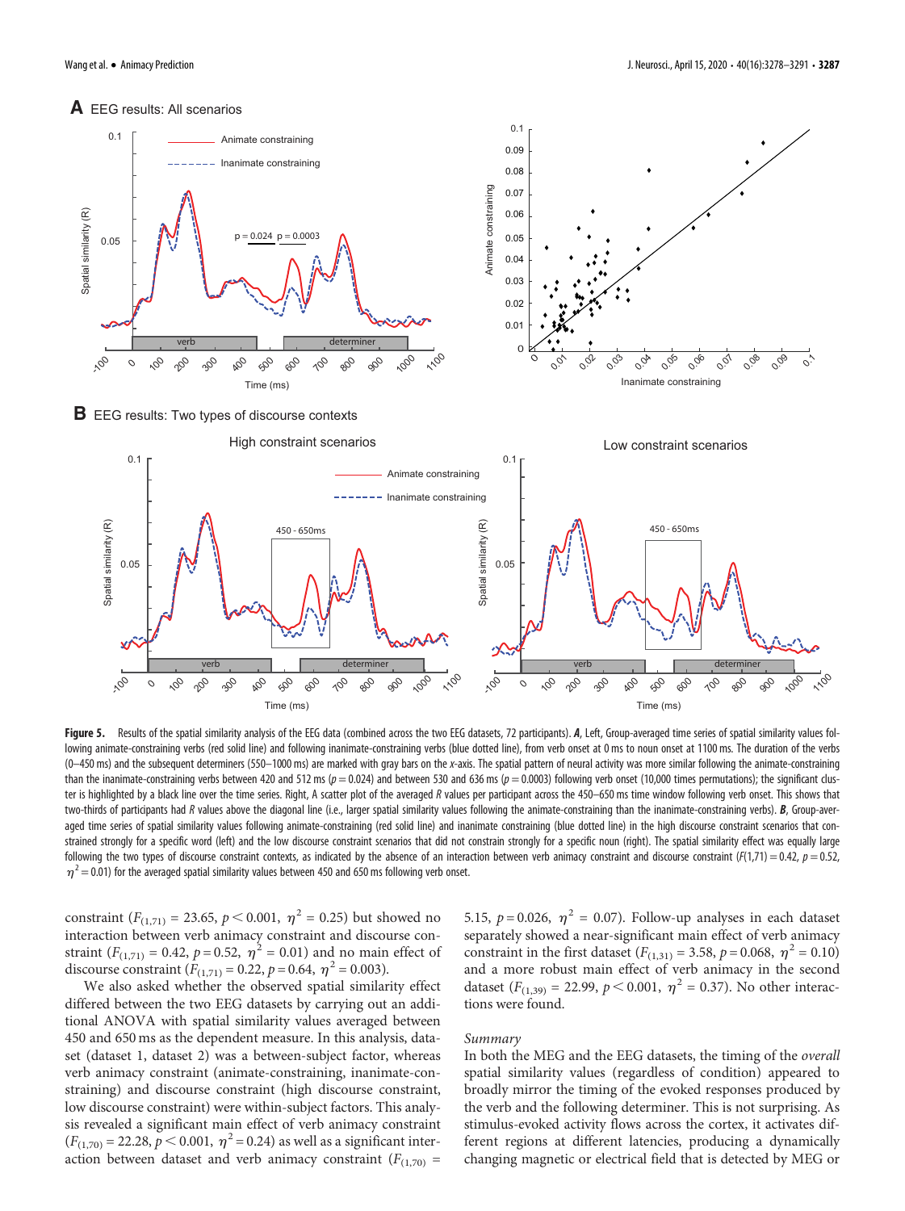**Figure 5.** Results of the spatial similarity analysis of the EEG data (combined across the two EEG datasets, 72 participants). ***A***, Left, Group-averaged time series of spatial similarity values following animate-constraining verbs (red solid line) and following inanimate-constraining verbs (blue dotted line), from verb onset at 0 ms to noun onset at 1100 ms. The duration of the verbs (0–450 ms) and the subsequent determiners (550–1000 ms) are marked with gray bars on the *x*-axis. The spatial pattern of neural activity was more similar following the animate-constraining than the inanimate-constraining verbs between 420 and 512 ms ($p = 0.024$) and between 530 and 636 ms ($p = 0.0003$) following verb onset (10,000 times permutations); the significant cluster is highlighted by a black line over the time series. Right, A scatter plot of the averaged *R* values per participant across the 450–650 ms time window following verb onset. This shows that two-thirds of participants had *R* values above the diagonal line (i.e., larger spatial similarity values following the animate-constraining than the inanimate-constraining verbs). ***B***, Group-averaged time series of spatial similarity values following animate-constraining (red solid line) and inanimate constraining (blue dotted line) in the high discourse constraint scenarios that constrained strongly for a specific word (left) and the low discourse constraint scenarios that did not constrain strongly for a specific noun (right). The spatial similarity effect was equally large following the two types of discourse constraint contexts, as indicated by the absence of an interaction between verb animacy constraint and discourse constraint ($F(1,71) = 0.42$, $p = 0.52$, $\eta^2 = 0.01$) for the averaged spatial similarity values between 450 and 650 ms following verb onset.

constraint ($F_{(1,71)} = 23.65$, $p < 0.001$, $\eta^2 = 0.25$) but showed no interaction between verb animacy constraint and discourse constraint ($F_{(1,71)} = 0.42$, $p = 0.52$, $\eta^2 = 0.01$) and no main effect of discourse constraint ($F_{(1,71)} = 0.22$, $p = 0.64$, $\eta^2 = 0.003$).

We also asked whether the observed spatial similarity effect differed between the two EEG datasets by carrying out an additional ANOVA with spatial similarity values averaged between 450 and 650 ms as the dependent measure. In this analysis, dataset (dataset 1, dataset 2) was a between-subject factor, whereas verb animacy constraint (animate-constraining, inanimate-constraining) and discourse constraint (high discourse constraint, low discourse constraint) were within-subject factors. This analysis revealed a significant main effect of verb animacy constraint ($F_{(1,70)} = 22.28$, $p < 0.001$, $\eta^2 = 0.24$) as well as a significant interaction between dataset and verb animacy constraint ($F_{(1,70)} = 5.15$, $p = 0.026$, $\eta^2 = 0.07$). Follow-up analyses in each dataset separately showed a near-significant main effect of verb animacy constraint in the first dataset ($F_{(1,31)} = 3.58$, $p = 0.068$, $\eta^2 = 0.10$) and a more robust main effect of verb animacy in the second dataset ($F_{(1,39)} = 22.99$, $p < 0.001$, $\eta^2 = 0.37$). No other interactions were found.

### *Summary*

In both the MEG and the EEG datasets, the timing of the *overall* spatial similarity values (regardless of condition) appeared to broadly mirror the timing of the evoked responses produced by the verb and the following determiner. This is not surprising. As stimulus-evoked activity flows across the cortex, it activates different regions at different latencies, producing a dynamically changing magnetic or electrical field that is detected by MEG or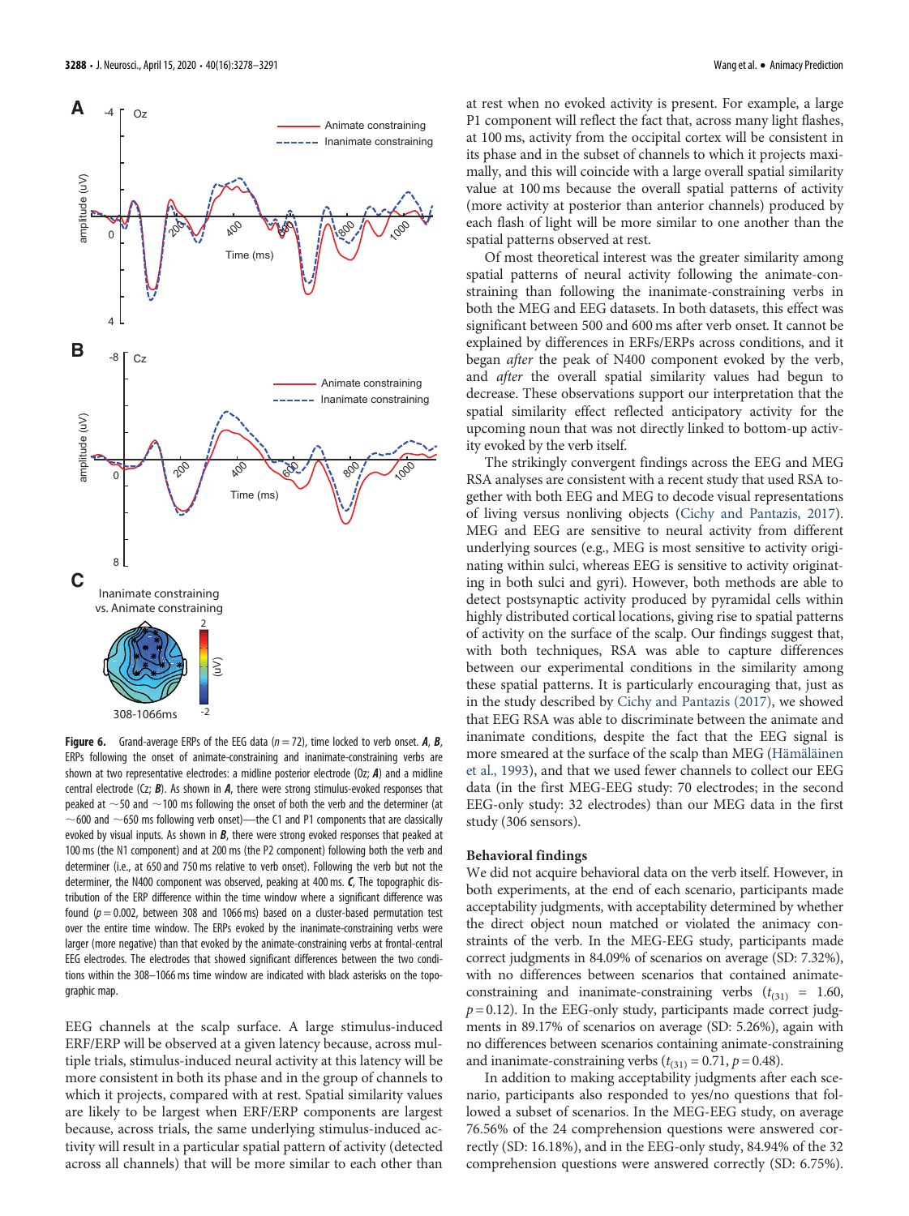**Figure 6.** Grand-average ERPs of the EEG data ($n = 72$), time locked to verb onset. ***A***, ***B***, ERPs following the onset of animate-constraining and inanimate-constraining verbs are shown at two representative electrodes: a midline posterior electrode (Oz; ***A***) and a midline central electrode (Cz; ***B***). As shown in ***A***, there were strong stimulus-evoked responses that peaked at ~50 and ~100 ms following the onset of both the verb and the determiner (at ~600 and ~650 ms following verb onset)—the C1 and P1 components that are classically evoked by visual inputs. As shown in ***B***, there were strong evoked responses that peaked at 100 ms (the N1 component) and at 200 ms (the P2 component) following both the verb and determiner (i.e., at 650 and 750 ms relative to verb onset). Following the verb but not the determiner, the N400 component was observed, peaking at 400 ms. ***C***, The topographic distribution of the ERP difference within the time window where a significant difference was found ($p = 0.002$, between 308 and 1066 ms) based on a cluster-based permutation test over the entire time window. The ERPs evoked by the inanimate-constraining verbs were larger (more negative) than that evoked by the animate-constraining verbs at frontal-central EEG electrodes. The electrodes that showed significant differences between the two conditions within the 308–1066 ms time window are indicated with black asterisks on the topographic map.

EEG channels at the scalp surface. A large stimulus-induced ERF/ERP will be observed at a given latency because, across multiple trials, stimulus-induced neural activity at this latency will be more consistent in both its phase and in the group of channels to which it projects, compared with at rest. Spatial similarity values are likely to be largest when ERF/ERP components are largest because, across trials, the same underlying stimulus-induced activity will result in a particular spatial pattern of activity (detected across all channels) that will be more similar to each other than at rest when no evoked activity is present. For example, a large P1 component will reflect the fact that, across many light flashes, at 100 ms, activity from the occipital cortex will be consistent in its phase and in the subset of channels to which it projects maximally, and this will coincide with a large overall spatial similarity value at 100 ms because the overall spatial patterns of activity (more activity at posterior than anterior channels) produced by each flash of light will be more similar to one another than the spatial patterns observed at rest.

Of most theoretical interest was the greater similarity among spatial patterns of neural activity following the animate-constraining than following the inanimate-constraining verbs in both the MEG and EEG datasets. In both datasets, this effect was significant between 500 and 600 ms after verb onset. It cannot be explained by differences in ERFs/ERPs across conditions, and it began *after* the peak of N400 component evoked by the verb, and *after* the overall spatial similarity values had begun to decrease. These observations support our interpretation that the spatial similarity effect reflected anticipatory activity for the upcoming noun that was not directly linked to bottom-up activity evoked by the verb itself.

The strikingly convergent findings across the EEG and MEG RSA analyses are consistent with a recent study that used RSA together with both EEG and MEG to decode visual representations of living versus nonliving objects (Cichy and Pantazis, 2017). MEG and EEG are sensitive to neural activity from different underlying sources (e.g., MEG is most sensitive to activity originating within sulci, whereas EEG is sensitive to activity originating in both sulci and gyri). However, both methods are able to detect postsynaptic activity produced by pyramidal cells within highly distributed cortical locations, giving rise to spatial patterns of activity on the surface of the scalp. Our findings suggest that, with both techniques, RSA was able to capture differences between our experimental conditions in the similarity among these spatial patterns. It is particularly encouraging that, just as in the study described by Cichy and Pantazis (2017), we showed that EEG RSA was able to discriminate between the animate and inanimate conditions, despite the fact that the EEG signal is more smeared at the surface of the scalp than MEG (Hämäläinen et al., 1993), and that we used fewer channels to collect our EEG data (in the first MEG-EEG study: 70 electrodes; in the second EEG-only study: 32 electrodes) than our MEG data in the first study (306 sensors).

### Behavioral findings

We did not acquire behavioral data on the verb itself. However, in both experiments, at the end of each scenario, participants made acceptability judgments, with acceptability determined by whether the direct object noun matched or violated the animacy constraints of the verb. In the MEG-EEG study, participants made correct judgments in 84.09% of scenarios on average (SD: 7.32%), with no differences between scenarios that contained animate-constraining and inanimate-constraining verbs ($t_{(31)} = 1.60$, $p = 0.12$). In the EEG-only study, participants made correct judgments in 89.17% of scenarios on average (SD: 5.26%), again with no differences between scenarios containing animate-constraining and inanimate-constraining verbs ($t_{(31)} = 0.71$, $p = 0.48$).

In addition to making acceptability judgments after each scenario, participants also responded to yes/no questions that followed a subset of scenarios. In the MEG-EEG study, on average 76.56% of the 24 comprehension questions were answered correctly (SD: 16.18%), and in the EEG-only study, 84.94% of the 32 comprehension questions were answered correctly (SD: 6.75%).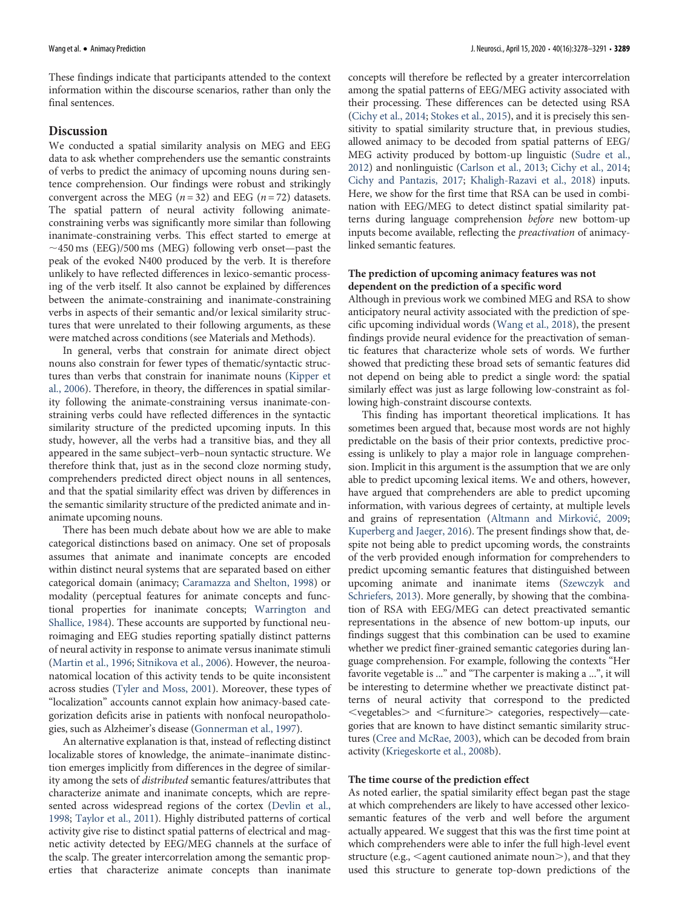These findings indicate that participants attended to the context information within the discourse scenarios, rather than only the final sentences.

## Discussion

We conducted a spatial similarity analysis on MEG and EEG data to ask whether comprehenders use the semantic constraints of verbs to predict the animacy of upcoming nouns during sentence comprehension. Our findings were robust and strikingly convergent across the MEG ($n = 32$) and EEG ($n = 72$) datasets. The spatial pattern of neural activity following animate-constraining verbs was significantly more similar than following inanimate-constraining verbs. This effect started to emerge at ~450 ms (EEG)/500 ms (MEG) following verb onset—past the peak of the evoked N400 produced by the verb. It is therefore unlikely to have reflected differences in lexico-semantic processing of the verb itself. It also cannot be explained by differences between the animate-constraining and inanimate-constraining verbs in aspects of their semantic and/or lexical similarity structures that were unrelated to their following arguments, as these were matched across conditions (see Materials and Methods).

In general, verbs that constrain for animate direct object nouns also constrain for fewer types of thematic/syntactic structures than verbs that constrain for inanimate nouns (Kipper et al., 2006). Therefore, in theory, the differences in spatial similarity following the animate-constraining versus inanimate-constraining verbs could have reflected differences in the syntactic similarity structure of the predicted upcoming inputs. In this study, however, all the verbs had a transitive bias, and they all appeared in the same subject–verb–noun syntactic structure. We therefore think that, just as in the second cloze norming study, comprehenders predicted direct object nouns in all sentences, and that the spatial similarity effect was driven by differences in the semantic similarity structure of the predicted animate and inanimate upcoming nouns.

There has been much debate about how we are able to make categorical distinctions based on animacy. One set of proposals assumes that animate and inanimate concepts are encoded within distinct neural systems that are separated based on either categorical domain (animacy; Caramazza and Shelton, 1998) or modality (perceptual features for animate concepts and functional properties for inanimate concepts; Warrington and Shallice, 1984). These accounts are supported by functional neuroimaging and EEG studies reporting spatially distinct patterns of neural activity in response to animate versus inanimate stimuli (Martin et al., 1996; Sitnikova et al., 2006). However, the neuroanatomical location of this activity tends to be quite inconsistent across studies (Tyler and Moss, 2001). Moreover, these types of "localization" accounts cannot explain how animacy-based categorization deficits arise in patients with nonfocal neuropathologies, such as Alzheimer's disease (Gonnerman et al., 1997).

An alternative explanation is that, instead of reflecting distinct localizable stores of knowledge, the animate–inanimate distinction emerges implicitly from differences in the degree of similarity among the sets of *distributed* semantic features/attributes that characterize animate and inanimate concepts, which are represented across widespread regions of the cortex (Devlin et al., 1998; Taylor et al., 2011). Highly distributed patterns of cortical activity give rise to distinct spatial patterns of electrical and magnetic activity detected by EEG/MEG channels at the surface of the scalp. The greater intercorrelation among the semantic properties that characterize animate concepts than inanimate concepts will therefore be reflected by a greater intercorrelation among the spatial patterns of EEG/MEG activity associated with their processing. These differences can be detected using RSA (Cichy et al., 2014; Stokes et al., 2015), and it is precisely this sensitivity to spatial similarity structure that, in previous studies, allowed animacy to be decoded from spatial patterns of EEG/MEG activity produced by bottom-up linguistic (Sudre et al., 2012) and nonlinguistic (Carlson et al., 2013; Cichy et al., 2014; Cichy and Pantazis, 2017; Khaligh-Razavi et al., 2018) inputs. Here, we show for the first time that RSA can be used in combination with EEG/MEG to detect distinct spatial similarity patterns during language comprehension *before* new bottom-up inputs become available, reflecting the *preactivation* of animacy-linked semantic features.

### The prediction of upcoming animacy features was not dependent on the prediction of a specific word

Although in previous work we combined MEG and RSA to show anticipatory neural activity associated with the prediction of specific upcoming individual words (Wang et al., 2018), the present findings provide neural evidence for the preactivation of semantic features that characterize whole sets of words. We further showed that predicting these broad sets of semantic features did not depend on being able to predict a single word: the spatial similarly effect was just as large following low-constraint as following high-constraint discourse contexts.

This finding has important theoretical implications. It has sometimes been argued that, because most words are not highly predictable on the basis of their prior contexts, predictive processing is unlikely to play a major role in language comprehension. Implicit in this argument is the assumption that we are only able to predict upcoming lexical items. We and others, however, have argued that comprehenders are able to predict upcoming information, with various degrees of certainty, at multiple levels and grains of representation (Altmann and Mirković, 2009; Kuperberg and Jaeger, 2016). The present findings show that, despite not being able to predict upcoming words, the constraints of the verb provided enough information for comprehenders to predict upcoming semantic features that distinguished between upcoming animate and inanimate items (Szewczyk and Schriefers, 2013). More generally, by showing that the combination of RSA with EEG/MEG can detect preactivated semantic representations in the absence of new bottom-up inputs, our findings suggest that this combination can be used to examine whether we predict finer-grained semantic categories during language comprehension. For example, following the contexts "Her favorite vegetable is ..." and "The carpenter is making a ...", it will be interesting to determine whether we preactivate distinct patterns of neural activity that correspond to the predicted <vegetables> and <furniture> categories, respectively—categories that are known to have distinct semantic similarity structures (Cree and McRae, 2003), which can be decoded from brain activity (Kriegeskorte et al., 2008b).

### The time course of the prediction effect

As noted earlier, the spatial similarity effect began past the stage at which comprehenders are likely to have accessed other lexico-semantic features of the verb and well before the argument actually appeared. We suggest that this was the first time point at which comprehenders were able to infer the full high-level event structure (e.g., <agent cautioned animate noun>), and that they used this structure to generate top-down predictions of the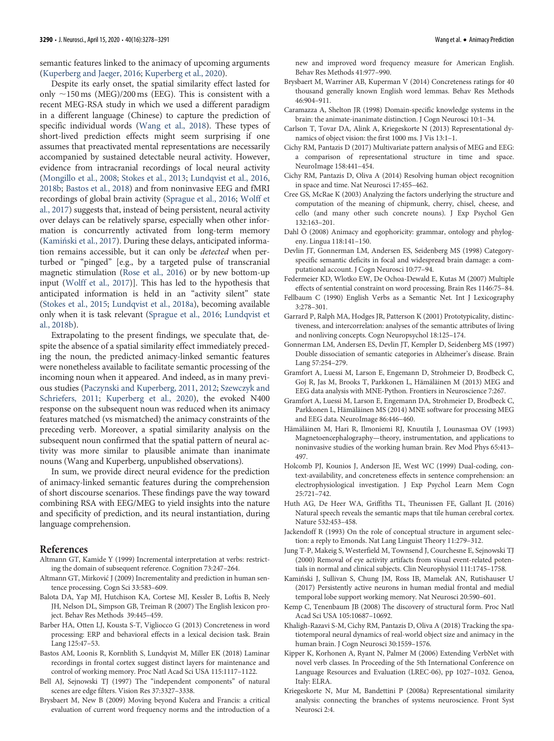semantic features linked to the animacy of upcoming arguments (Kuperberg and Jaeger, 2016; Kuperberg et al., 2020).

Despite its early onset, the spatial similarity effect lasted for only ~150 ms (MEG)/200 ms (EEG). This is consistent with a recent MEG-RSA study in which we used a different paradigm in a different language (Chinese) to capture the prediction of specific individual words (Wang et al., 2018). These types of short-lived prediction effects might seem surprising if one assumes that preactivated mental representations are necessarily accompanied by sustained detectable neural activity. However, evidence from intracranial recordings of local neural activity (Mongillo et al., 2008; Stokes et al., 2013; Lundqvist et al., 2016, 2018b; Bastos et al., 2018) and from noninvasive EEG and fMRI recordings of global brain activity (Sprague et al., 2016; Wolff et al., 2017) suggests that, instead of being persistent, neural activity over delays can be relatively sparse, especially when other information is concurrently activated from long-term memory (Kamiński et al., 2017). During these delays, anticipated information remains accessible, but it can only be *detected* when perturbed or "pinged" [e.g., by a targeted pulse of transcranial magnetic stimulation (Rose et al., 2016) or by new bottom-up input (Wolff et al., 2017)]. This has led to the hypothesis that anticipated information is held in an "activity silent" state (Stokes et al., 2015; Lundqvist et al., 2018a), becoming available only when it is task relevant (Sprague et al., 2016; Lundqvist et al., 2018b).

Extrapolating to the present findings, we speculate that, despite the absence of a spatial similarity effect immediately preceding the noun, the predicted animacy-linked semantic features were nonetheless available to facilitate semantic processing of the incoming noun when it appeared. And indeed, as in many previous studies (Paczynski and Kuperberg, 2011, 2012; Szewczyk and Schriefers, 2011; Kuperberg et al., 2020), the evoked N400 response on the subsequent noun was reduced when its animacy features matched (vs mismatched) the animacy constraints of the preceding verb. Moreover, a spatial similarity analysis on the subsequent noun confirmed that the spatial pattern of neural activity was more similar to plausible animate than inanimate nouns (Wang and Kuperberg, unpublished observations).

In sum, we provide direct neural evidence for the prediction of animacy-linked semantic features during the comprehension of short discourse scenarios. These findings pave the way toward combining RSA with EEG/MEG to yield insights into the nature and specificity of prediction, and its neural instantiation, during language comprehension.

## References

Altmann GT, Kamide Y (1999) Incremental interpretation at verbs: restricting the domain of subsequent reference. Cognition 73:247–264.

Altmann GT, Mirković J (2009) Incrementality and prediction in human sentence processing. Cogn Sci 33:583–609.

Balota DA, Yap MJ, Hutchison KA, Cortese MJ, Kessler B, Loftis B, Neely JH, Nelson DL, Simpson GB, Treiman R (2007) The English lexicon project. Behav Res Methods 39:445–459.

Barber HA, Otten LJ, Kousta S-T, Vigliocco G (2013) Concreteness in word processing: ERP and behavioral effects in a lexical decision task. Brain Lang 125:47–53.

Bastos AM, Loonis R, Kornblith S, Lundqvist M, Miller EK (2018) Laminar recordings in frontal cortex suggest distinct layers for maintenance and control of working memory. Proc Natl Acad Sci USA 115:1117–1122.

Bell AJ, Sejnowski TJ (1997) The "independent components" of natural scenes are edge filters. Vision Res 37:3327–3338.

Brysbaert M, New B (2009) Moving beyond Kučera and Francis: a critical evaluation of current word frequency norms and the introduction of a new and improved word frequency measure for American English. Behav Res Methods 41:977–990.

Brysbaert M, Warriner AB, Kuperman V (2014) Concreteness ratings for 40 thousand generally known English word lemmas. Behav Res Methods 46:904–911.

Caramazza A, Shelton JR (1998) Domain-specific knowledge systems in the brain: the animate-inanimate distinction. J Cogn Neurosci 10:1–34.

Carlson T, Tovar DA, Alink A, Kriegeskorte N (2013) Representational dynamics of object vision: the first 1000 ms. J Vis 13:1–1.

Cichy RM, Pantazis D (2017) Multivariate pattern analysis of MEG and EEG: a comparison of representational structure in time and space. NeuroImage 158:441–454.

Cichy RM, Pantazis D, Oliva A (2014) Resolving human object recognition in space and time. Nat Neurosci 17:455–462.

Cree GS, McRae K (2003) Analyzing the factors underlying the structure and computation of the meaning of chipmunk, cherry, chisel, cheese, and cello (and many other such concrete nouns). J Exp Psychol Gen 132:163–201.

Dahl Ö (2008) Animacy and egophoricity: grammar, ontology and phylogeny. Lingua 118:141–150.

Devlin JT, Gonnerman LM, Andersen ES, Seidenberg MS (1998) Category-specific semantic deficits in focal and widespread brain damage: a computational account. J Cogn Neurosci 10:77–94.

Federmeier KD, Wlotko EW, De Ochoa-Dewald E, Kutas M (2007) Multiple effects of sentential constraint on word processing. Brain Res 1146:75–84.

Fellbaum C (1990) English Verbs as a Semantic Net. Int J Lexicography 3:278–301.

Garrard P, Ralph MA, Hodges JR, Patterson K (2001) Prototypicality, distinctiveness, and intercorrelation: analyses of the semantic attributes of living and nonliving concepts. Cogn Neuropsychol 18:125–174.

Gonnerman LM, Andersen ES, Devlin JT, Kempler D, Seidenberg MS (1997) Double dissociation of semantic categories in Alzheimer's disease. Brain Lang 57:254–279.

Gramfort A, Luessi M, Larson E, Engemann D, Strohmeier D, Brodbeck C, Goj R, Jas M, Brooks T, Parkkonen L, Hämäläinen M (2013) MEG and EEG data analysis with MNE-Python. Frontiers in Neuroscience 7:267.

Gramfort A, Luessi M, Larson E, Engemann DA, Strohmeier D, Brodbeck C, Parkkonen L, Hämäläinen MS (2014) MNE software for processing MEG and EEG data. NeuroImage 86:446–460.

Hämäläinen M, Hari R, Ilmoniemi RJ, Knuutila J, Lounasmaa OV (1993) Magnetoencephalography—theory, instrumentation, and applications to noninvasive studies of the working human brain. Rev Mod Phys 65:413–497.

Holcomb PJ, Kounios J, Anderson JE, West WC (1999) Dual-coding, context-availability, and concreteness effects in sentence comprehension: an electrophysiological investigation. J Exp Psychol Learn Mem Cogn 25:721–742.

Huth AG, De Heer WA, Griffiths TL, Theunissen FE, Gallant JL (2016) Natural speech reveals the semantic maps that tile human cerebral cortex. Nature 532:453–458.

Jackendoff R (1993) On the role of conceptual structure in argument selection: a reply to Emonds. Nat Lang Linguist Theory 11:279–312.

Jung T-P, Makeig S, Westerfield M, Townsend J, Courchesne E, Sejnowski TJ (2000) Removal of eye activity artifacts from visual event-related potentials in normal and clinical subjects. Clin Neurophysiol 111:1745–1758.

Kamiński J, Sullivan S, Chung JM, Ross IB, Mamelak AN, Rutishauser U (2017) Persistently active neurons in human medial frontal and medial temporal lobe support working memory. Nat Neurosci 20:590–601.

Kemp C, Tenenbaum JB (2008) The discovery of structural form. Proc Natl Acad Sci USA 105:10687–10692.

Khaligh-Razavi S-M, Cichy RM, Pantazis D, Oliva A (2018) Tracking the spatiotemporal neural dynamics of real-world object size and animacy in the human brain. J Cogn Neurosci 30:1559–1576.

Kipper K, Korhonen A, Ryant N, Palmer M (2006) Extending VerbNet with novel verb classes. In Proceeding of the 5th International Conference on Language Resources and Evaluation (LREC-06), pp 1027–1032. Genoa, Italy: ELRA.

Kriegeskorte N, Mur M, Bandettini P (2008a) Representational similarity analysis: connecting the branches of systems neuroscience. Front Syst Neurosci 2:4.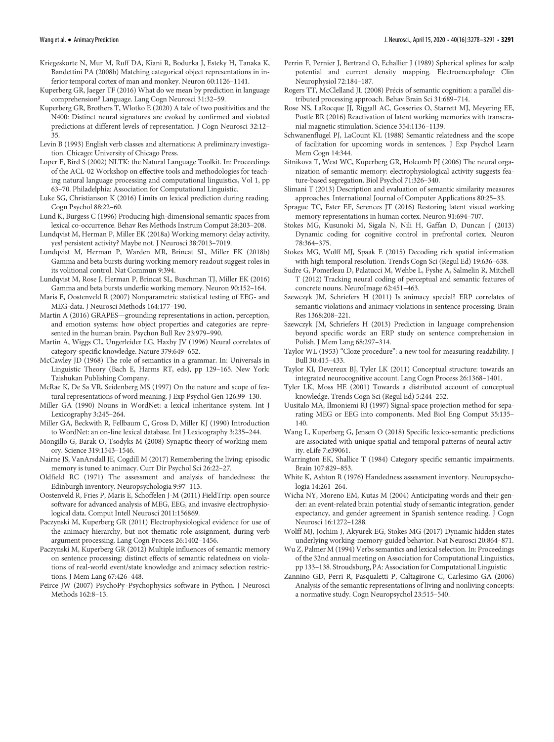Kriegeskorte N, Mur M, Ruff DA, Kiani R, Bodurka J, Esteky H, Tanaka K, Bandettini PA (2008b) Matching categorical object representations in inferior temporal cortex of man and monkey. Neuron 60:1126–1141.

Kuperberg GR, Jaeger TF (2016) What do we mean by prediction in language comprehension? Language. Lang Cogn Neurosci 31:32–59.

Kuperberg GR, Brothers T, Wlotko E (2020) A tale of two positivities and the N400: Distinct neural signatures are evoked by confirmed and violated predictions at different levels of representation. J Cogn Neurosci 32:12–35.

Levin B (1993) English verb classes and alternations: A preliminary investigation. Chicago: University of Chicago Press.

Loper E, Bird S (2002) NLTK: the Natural Language Toolkit. In: Proceedings of the ACL-02 Workshop on effective tools and methodologies for teaching natural language processing and computational linguistics, Vol 1, pp 63–70. Philadelphia: Association for Computational Linguistic.

Luke SG, Christianson K (2016) Limits on lexical prediction during reading. Cogn Psychol 88:22–60.

Lund K, Burgess C (1996) Producing high-dimensional semantic spaces from lexical co-occurrence. Behav Res Methods Instrum Comput 28:203–208.

Lundqvist M, Herman P, Miller EK (2018a) Working memory: delay activity, yes! persistent activity? Maybe not. J Neurosci 38:7013–7019.

Lundqvist M, Herman P, Warden MR, Brincat SL, Miller EK (2018b) Gamma and beta bursts during working memory readout suggest roles in its volitional control. Nat Commun 9:394.

Lundqvist M, Rose J, Herman P, Brincat SL, Buschman TJ, Miller EK (2016) Gamma and beta bursts underlie working memory. Neuron 90:152–164.

Maris E, Oostenveld R (2007) Nonparametric statistical testing of EEG- and MEG-data. J Neurosci Methods 164:177–190.

Martin A (2016) GRAPES—grounding representations in action, perception, and emotion systems: how object properties and categories are represented in the human brain. Psychon Bull Rev 23:979–990.

Martin A, Wiggs CL, Ungerleider LG, Haxby JV (1996) Neural correlates of category-specific knowledge. Nature 379:649–652.

McCawley JD (1968) The role of semantics in a grammar. In: Universals in Linguistic Theory (Bach E, Harms RT, eds), pp 129–165. New York: Taishukan Publishing Company.

McRae K, De Sa VR, Seidenberg MS (1997) On the nature and scope of featural representations of word meaning. J Exp Psychol Gen 126:99–130.

Miller GA (1990) Nouns in WordNet: a lexical inheritance system. Int J Lexicography 3:245–264.

Miller GA, Beckwith R, Fellbaum C, Gross D, Miller KJ (1990) Introduction to WordNet: an on-line lexical database. Int J Lexicography 3:235–244.

Mongillo G, Barak O, Tsodyks M (2008) Synaptic theory of working memory. Science 319:1543–1546.

Nairne JS, VanArsdall JE, Cogdill M (2017) Remembering the living: episodic memory is tuned to animacy. Curr Dir Psychol Sci 26:22–27.

Oldfield RC (1971) The assessment and analysis of handedness: the Edinburgh inventory. Neuropsychologia 9:97–113.

Oostenveld R, Fries P, Maris E, Schoffelen J-M (2011) FieldTrip: open source software for advanced analysis of MEG, EEG, and invasive electrophysiological data. Comput Intell Neurosci 2011:156869.

Paczynski M, Kuperberg GR (2011) Electrophysiological evidence for use of the animacy hierarchy, but not thematic role assignment, during verb argument processing. Lang Cogn Process 26:1402–1456.

Paczynski M, Kuperberg GR (2012) Multiple influences of semantic memory on sentence processing: distinct effects of semantic relatedness on violations of real-world event/state knowledge and animacy selection restrictions. J Mem Lang 67:426–448.

Peirce JW (2007) PsychoPy–Psychophysics software in Python. J Neurosci Methods 162:8–13.

Perrin F, Pernier J, Bertrand O, Echallier J (1989) Spherical splines for scalp potential and current density mapping. Electroencephalogr Clin Neurophysiol 72:184–187.

Rogers TT, McClelland JL (2008) Précis of semantic cognition: a parallel distributed processing approach. Behav Brain Sci 31:689–714.

Rose NS, LaRocque JJ, Riggall AC, Gosseries O, Starrett MJ, Meyering EE, Postle BR (2016) Reactivation of latent working memories with transcranial magnetic stimulation. Science 354:1136–1139.

Schwanenflugel PJ, LaCount KL (1988) Semantic relatedness and the scope of facilitation for upcoming words in sentences. J Exp Psychol Learn Mem Cogn 14:344.

Sitnikova T, West WC, Kuperberg GR, Holcomb PJ (2006) The neural organization of semantic memory: electrophysiological activity suggests feature-based segregation. Biol Psychol 71:326–340.

Slimani T (2013) Description and evaluation of semantic similarity measures approaches. International Journal of Computer Applications 80:25–33.

Sprague TC, Ester EF, Serences JT (2016) Restoring latent visual working memory representations in human cortex. Neuron 91:694–707.

Stokes MG, Kusunoki M, Sigala N, Nili H, Gaffan D, Duncan J (2013) Dynamic coding for cognitive control in prefrontal cortex. Neuron 78:364–375.

Stokes MG, Wolff MJ, Spaak E (2015) Decoding rich spatial information with high temporal resolution. Trends Cogn Sci (Regul Ed) 19:636–638.

Sudre G, Pomerleau D, Palatucci M, Wehbe L, Fyshe A, Salmelin R, Mitchell T (2012) Tracking neural coding of perceptual and semantic features of concrete nouns. NeuroImage 62:451–463.

Szewczyk JM, Schriefers H (2011) Is animacy special? ERP correlates of semantic violations and animacy violations in sentence processing. Brain Res 1368:208–221.

Szewczyk JM, Schriefers H (2013) Prediction in language comprehension beyond specific words: an ERP study on sentence comprehension in Polish. J Mem Lang 68:297–314.

Taylor WL (1953) "Cloze procedure": a new tool for measuring readability. J Bull 30:415–433.

Taylor KI, Devereux BJ, Tyler LK (2011) Conceptual structure: towards an integrated neurocognitive account. Lang Cogn Process 26:1368–1401.

Tyler LK, Moss HE (2001) Towards a distributed account of conceptual knowledge. Trends Cogn Sci (Regul Ed) 5:244–252.

Uusitalo MA, Ilmoniemi RJ (1997) Signal-space projection method for separating MEG or EEG into components. Med Biol Eng Comput 35:135–140.

Wang L, Kuperberg G, Jensen O (2018) Specific lexico-semantic predictions are associated with unique spatial and temporal patterns of neural activity. eLife 7:e39061.

Warrington EK, Shallice T (1984) Category specific semantic impairments. Brain 107:829–853.

White K, Ashton R (1976) Handedness assessment inventory. Neuropsychologia 14:261–264.

Wicha NY, Moreno EM, Kutas M (2004) Anticipating words and their gender: an event-related brain potential study of semantic integration, gender expectancy, and gender agreement in Spanish sentence reading. J Cogn Neurosci 16:1272–1288.

Wolff MJ, Jochim J, Akyurek EG, Stokes MG (2017) Dynamic hidden states underlying working-memory-guided behavior. Nat Neurosci 20:864–871.

Wu Z, Palmer M (1994) Verbs semantics and lexical selection. In: Proceedings of the 32nd annual meeting on Association for Computational Linguistics, pp 133–138. Stroudsburg, PA: Association for Computational Linguistic

Zannino GD, Perri R, Pasqualetti P, Caltagirone C, Carlesimo GA (2006) Analysis of the semantic representations of living and nonliving concepts: a normative study. Cogn Neuropsychol 23:515–540.